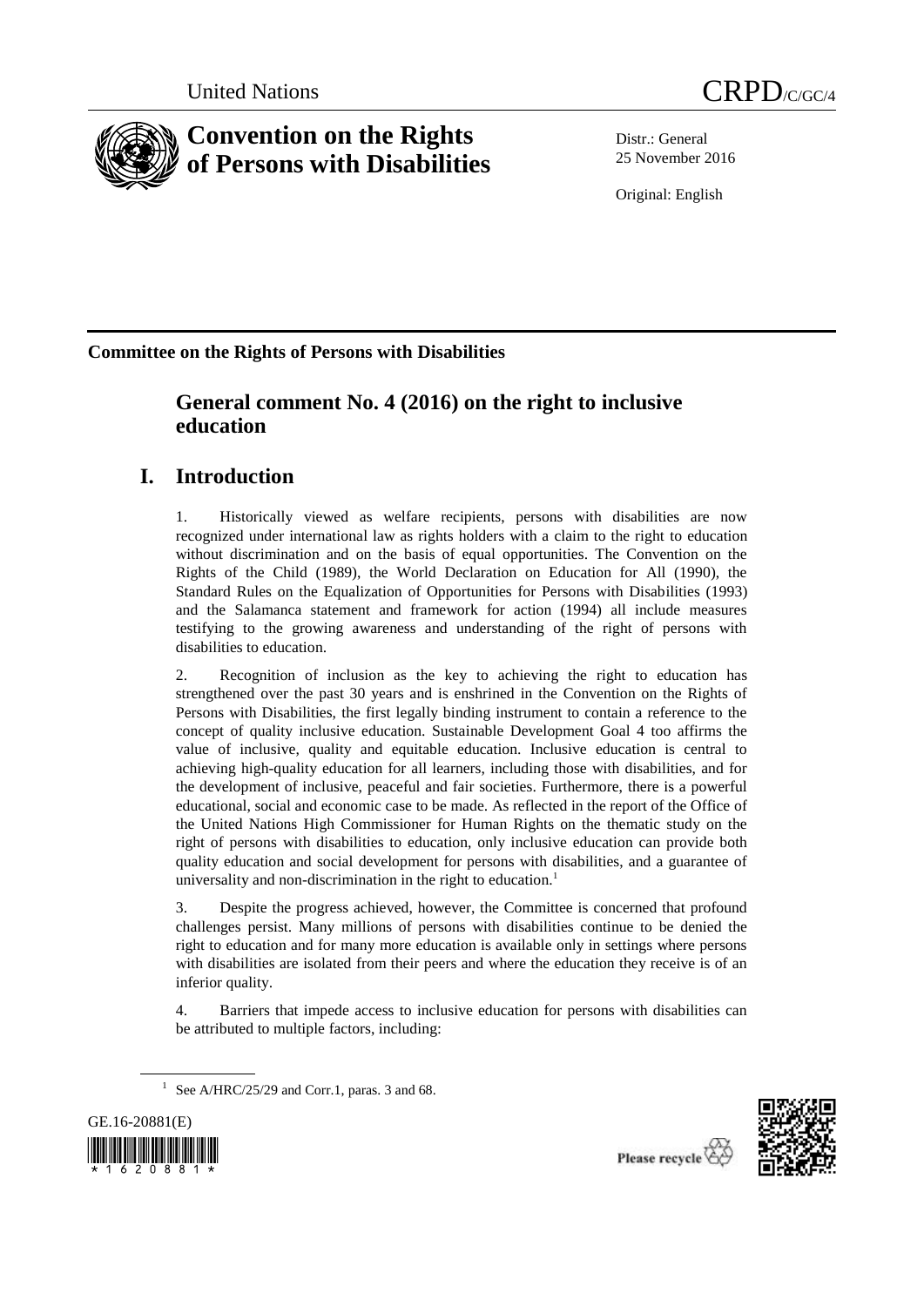United Nations CRPD/C/GC/4

# Convention on the Rights of Persons with Disabilities

Distr.: General
25 November 2016

Original: English

**Committee on the Rights of Persons with Disabilities**

## General comment No. 4 (2016) on the right to inclusive education

## I. Introduction

1. Historically viewed as welfare recipients, persons with disabilities are now recognized under international law as rights holders with a claim to the right to education without discrimination and on the basis of equal opportunities. The Convention on the Rights of the Child (1989), the World Declaration on Education for All (1990), the Standard Rules on the Equalization of Opportunities for Persons with Disabilities (1993) and the Salamanca statement and framework for action (1994) all include measures testifying to the growing awareness and understanding of the right of persons with disabilities to education.

2. Recognition of inclusion as the key to achieving the right to education has strengthened over the past 30 years and is enshrined in the Convention on the Rights of Persons with Disabilities, the first legally binding instrument to contain a reference to the concept of quality inclusive education. Sustainable Development Goal 4 too affirms the value of inclusive, quality and equitable education. Inclusive education is central to achieving high-quality education for all learners, including those with disabilities, and for the development of inclusive, peaceful and fair societies. Furthermore, there is a powerful educational, social and economic case to be made. As reflected in the report of the Office of the United Nations High Commissioner for Human Rights on the thematic study on the right of persons with disabilities to education, only inclusive education can provide both quality education and social development for persons with disabilities, and a guarantee of universality and non-discrimination in the right to education.[1]

3. Despite the progress achieved, however, the Committee is concerned that profound challenges persist. Many millions of persons with disabilities continue to be denied the right to education and for many more education is available only in settings where persons with disabilities are isolated from their peers and where the education they receive is of an inferior quality.

4. Barriers that impede access to inclusive education for persons with disabilities can be attributed to multiple factors, including:

[1] See A/HRC/25/29 and Corr.1, paras. 3 and 68.

GE.16-20881(E)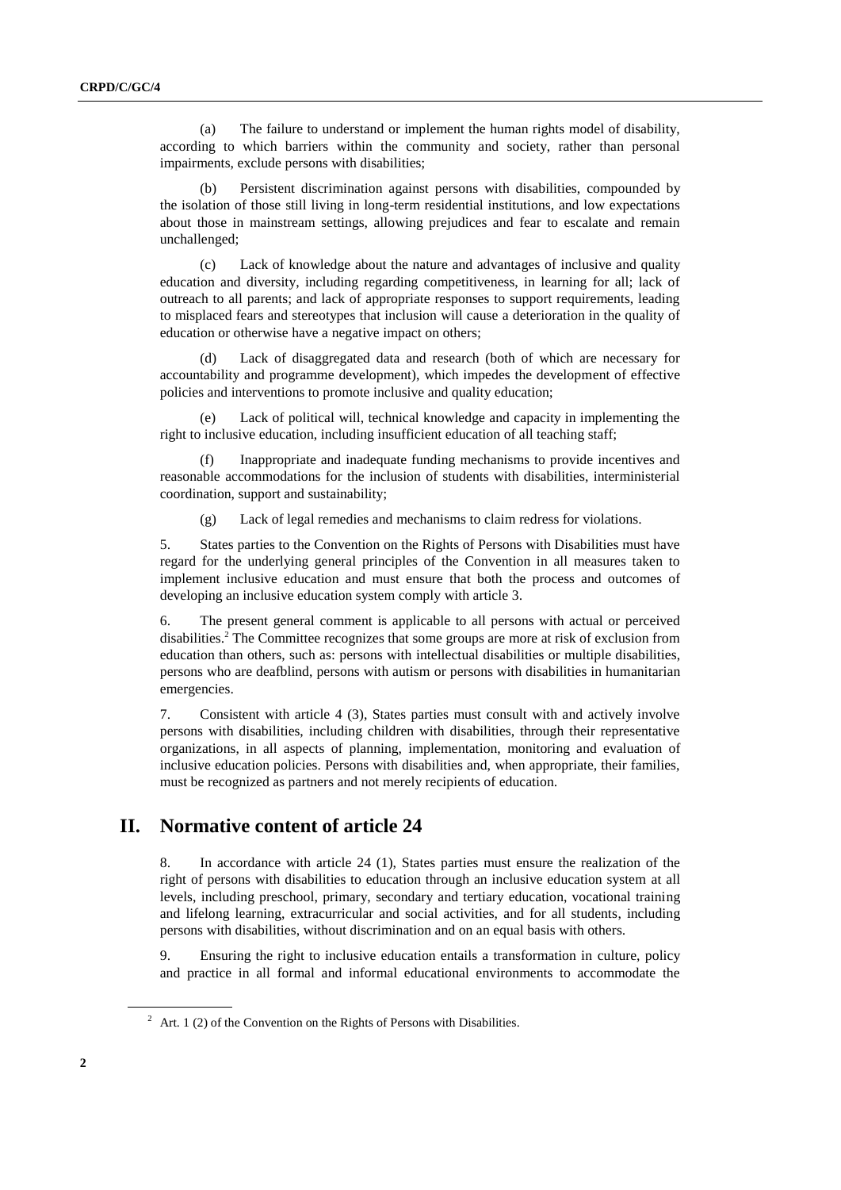(a) The failure to understand or implement the human rights model of disability, according to which barriers within the community and society, rather than personal impairments, exclude persons with disabilities;

(b) Persistent discrimination against persons with disabilities, compounded by the isolation of those still living in long-term residential institutions, and low expectations about those in mainstream settings, allowing prejudices and fear to escalate and remain unchallenged;

(c) Lack of knowledge about the nature and advantages of inclusive and quality education and diversity, including regarding competitiveness, in learning for all; lack of outreach to all parents; and lack of appropriate responses to support requirements, leading to misplaced fears and stereotypes that inclusion will cause a deterioration in the quality of education or otherwise have a negative impact on others;

(d) Lack of disaggregated data and research (both of which are necessary for accountability and programme development), which impedes the development of effective policies and interventions to promote inclusive and quality education;

(e) Lack of political will, technical knowledge and capacity in implementing the right to inclusive education, including insufficient education of all teaching staff;

(f) Inappropriate and inadequate funding mechanisms to provide incentives and reasonable accommodations for the inclusion of students with disabilities, interministerial coordination, support and sustainability;

(g) Lack of legal remedies and mechanisms to claim redress for violations.

5. States parties to the Convention on the Rights of Persons with Disabilities must have regard for the underlying general principles of the Convention in all measures taken to implement inclusive education and must ensure that both the process and outcomes of developing an inclusive education system comply with article 3.

6. The present general comment is applicable to all persons with actual or perceived disabilities.[2] The Committee recognizes that some groups are more at risk of exclusion from education than others, such as: persons with intellectual disabilities or multiple disabilities, persons who are deafblind, persons with autism or persons with disabilities in humanitarian emergencies.

7. Consistent with article 4 (3), States parties must consult with and actively involve persons with disabilities, including children with disabilities, through their representative organizations, in all aspects of planning, implementation, monitoring and evaluation of inclusive education policies. Persons with disabilities and, when appropriate, their families, must be recognized as partners and not merely recipients of education.

## II. Normative content of article 24

8. In accordance with article 24 (1), States parties must ensure the realization of the right of persons with disabilities to education through an inclusive education system at all levels, including preschool, primary, secondary and tertiary education, vocational training and lifelong learning, extracurricular and social activities, and for all students, including persons with disabilities, without discrimination and on an equal basis with others.

9. Ensuring the right to inclusive education entails a transformation in culture, policy and practice in all formal and informal educational environments to accommodate the

[2] Art. 1 (2) of the Convention on the Rights of Persons with Disabilities.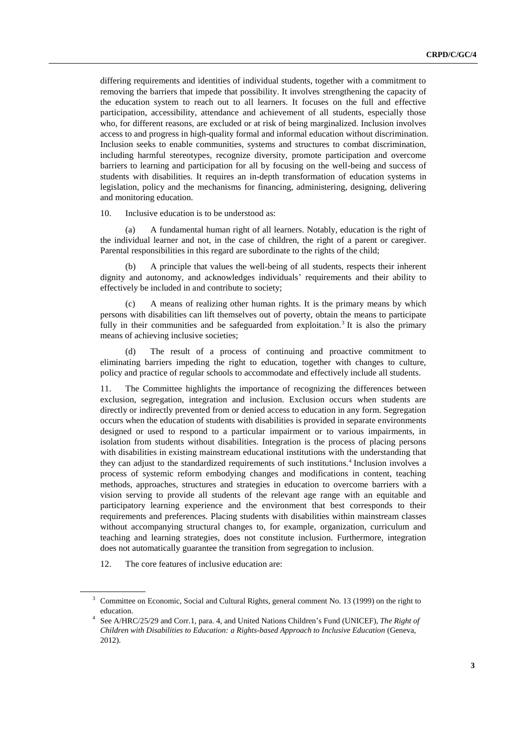differing requirements and identities of individual students, together with a commitment to removing the barriers that impede that possibility. It involves strengthening the capacity of the education system to reach out to all learners. It focuses on the full and effective participation, accessibility, attendance and achievement of all students, especially those who, for different reasons, are excluded or at risk of being marginalized. Inclusion involves access to and progress in high-quality formal and informal education without discrimination. Inclusion seeks to enable communities, systems and structures to combat discrimination, including harmful stereotypes, recognize diversity, promote participation and overcome barriers to learning and participation for all by focusing on the well-being and success of students with disabilities. It requires an in-depth transformation of education systems in legislation, policy and the mechanisms for financing, administering, designing, delivering and monitoring education.

10. Inclusive education is to be understood as:

(a) A fundamental human right of all learners. Notably, education is the right of the individual learner and not, in the case of children, the right of a parent or caregiver. Parental responsibilities in this regard are subordinate to the rights of the child;

(b) A principle that values the well-being of all students, respects their inherent dignity and autonomy, and acknowledges individuals' requirements and their ability to effectively be included in and contribute to society;

(c) A means of realizing other human rights. It is the primary means by which persons with disabilities can lift themselves out of poverty, obtain the means to participate fully in their communities and be safeguarded from exploitation.[3] It is also the primary means of achieving inclusive societies;

(d) The result of a process of continuing and proactive commitment to eliminating barriers impeding the right to education, together with changes to culture, policy and practice of regular schools to accommodate and effectively include all students.

11. The Committee highlights the importance of recognizing the differences between exclusion, segregation, integration and inclusion. Exclusion occurs when students are directly or indirectly prevented from or denied access to education in any form. Segregation occurs when the education of students with disabilities is provided in separate environments designed or used to respond to a particular impairment or to various impairments, in isolation from students without disabilities. Integration is the process of placing persons with disabilities in existing mainstream educational institutions with the understanding that they can adjust to the standardized requirements of such institutions.[4] Inclusion involves a process of systemic reform embodying changes and modifications in content, teaching methods, approaches, structures and strategies in education to overcome barriers with a vision serving to provide all students of the relevant age range with an equitable and participatory learning experience and the environment that best corresponds to their requirements and preferences. Placing students with disabilities within mainstream classes without accompanying structural changes to, for example, organization, curriculum and teaching and learning strategies, does not constitute inclusion. Furthermore, integration does not automatically guarantee the transition from segregation to inclusion.

12. The core features of inclusive education are:

---

[3] Committee on Economic, Social and Cultural Rights, general comment No. 13 (1999) on the right to education.

[4] See A/HRC/25/29 and Corr.1, para. 4, and United Nations Children's Fund (UNICEF), *The Right of Children with Disabilities to Education: a Rights-based Approach to Inclusive Education* (Geneva, 2012).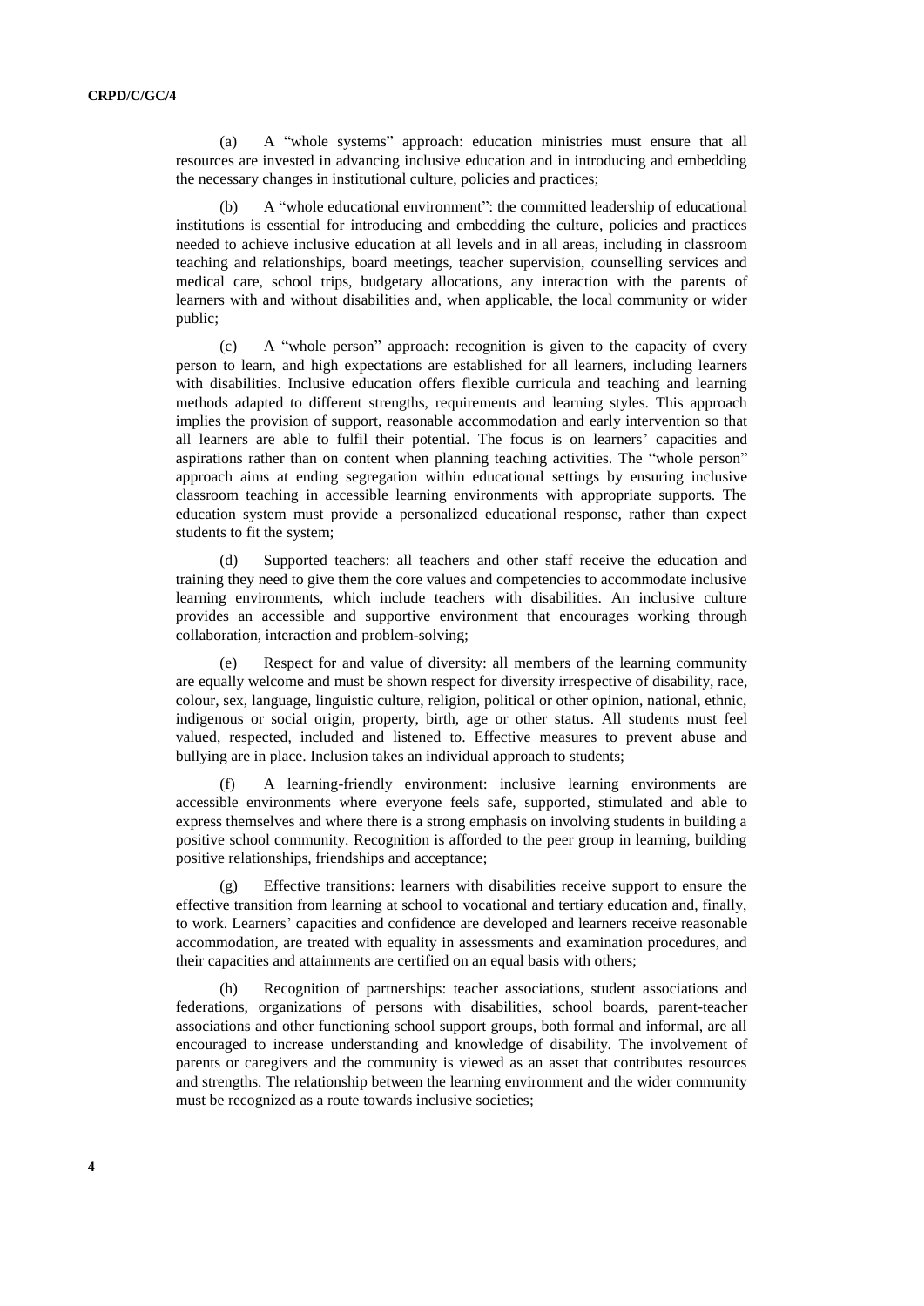(a) A "whole systems" approach: education ministries must ensure that all resources are invested in advancing inclusive education and in introducing and embedding the necessary changes in institutional culture, policies and practices;

(b) A "whole educational environment": the committed leadership of educational institutions is essential for introducing and embedding the culture, policies and practices needed to achieve inclusive education at all levels and in all areas, including in classroom teaching and relationships, board meetings, teacher supervision, counselling services and medical care, school trips, budgetary allocations, any interaction with the parents of learners with and without disabilities and, when applicable, the local community or wider public;

(c) A "whole person" approach: recognition is given to the capacity of every person to learn, and high expectations are established for all learners, including learners with disabilities. Inclusive education offers flexible curricula and teaching and learning methods adapted to different strengths, requirements and learning styles. This approach implies the provision of support, reasonable accommodation and early intervention so that all learners are able to fulfil their potential. The focus is on learners' capacities and aspirations rather than on content when planning teaching activities. The "whole person" approach aims at ending segregation within educational settings by ensuring inclusive classroom teaching in accessible learning environments with appropriate supports. The education system must provide a personalized educational response, rather than expect students to fit the system;

(d) Supported teachers: all teachers and other staff receive the education and training they need to give them the core values and competencies to accommodate inclusive learning environments, which include teachers with disabilities. An inclusive culture provides an accessible and supportive environment that encourages working through collaboration, interaction and problem-solving;

(e) Respect for and value of diversity: all members of the learning community are equally welcome and must be shown respect for diversity irrespective of disability, race, colour, sex, language, linguistic culture, religion, political or other opinion, national, ethnic, indigenous or social origin, property, birth, age or other status. All students must feel valued, respected, included and listened to. Effective measures to prevent abuse and bullying are in place. Inclusion takes an individual approach to students;

(f) A learning-friendly environment: inclusive learning environments are accessible environments where everyone feels safe, supported, stimulated and able to express themselves and where there is a strong emphasis on involving students in building a positive school community. Recognition is afforded to the peer group in learning, building positive relationships, friendships and acceptance;

(g) Effective transitions: learners with disabilities receive support to ensure the effective transition from learning at school to vocational and tertiary education and, finally, to work. Learners' capacities and confidence are developed and learners receive reasonable accommodation, are treated with equality in assessments and examination procedures, and their capacities and attainments are certified on an equal basis with others;

(h) Recognition of partnerships: teacher associations, student associations and federations, organizations of persons with disabilities, school boards, parent-teacher associations and other functioning school support groups, both formal and informal, are all encouraged to increase understanding and knowledge of disability. The involvement of parents or caregivers and the community is viewed as an asset that contributes resources and strengths. The relationship between the learning environment and the wider community must be recognized as a route towards inclusive societies;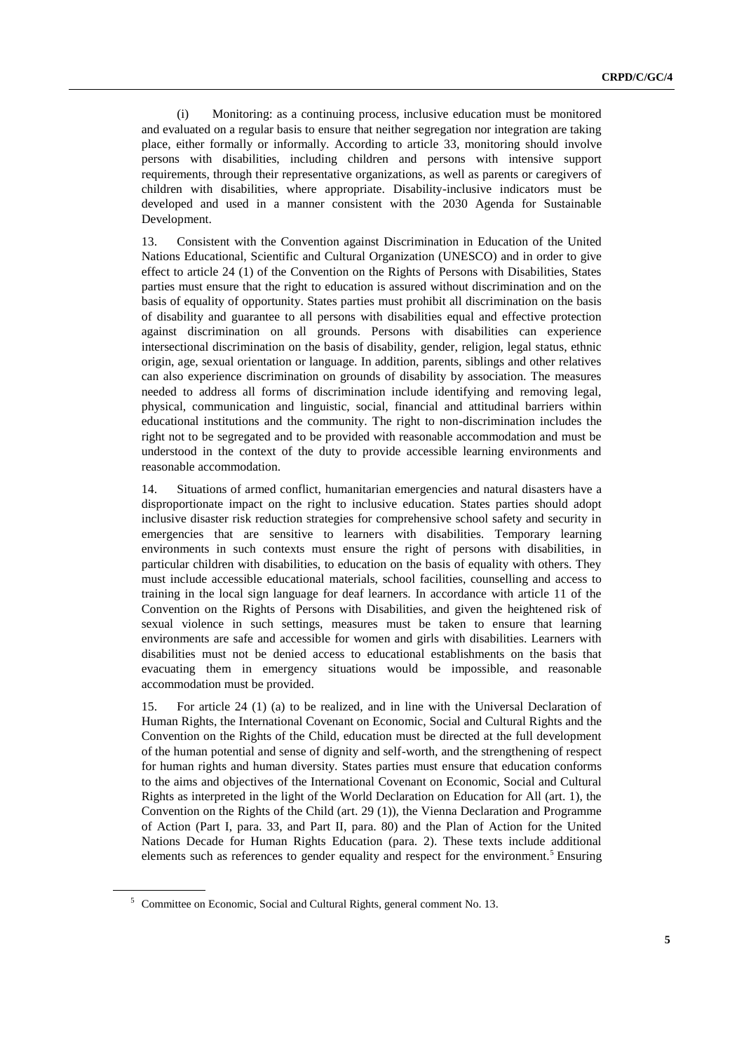(i) Monitoring: as a continuing process, inclusive education must be monitored and evaluated on a regular basis to ensure that neither segregation nor integration are taking place, either formally or informally. According to article 33, monitoring should involve persons with disabilities, including children and persons with intensive support requirements, through their representative organizations, as well as parents or caregivers of children with disabilities, where appropriate. Disability-inclusive indicators must be developed and used in a manner consistent with the 2030 Agenda for Sustainable Development.

13. Consistent with the Convention against Discrimination in Education of the United Nations Educational, Scientific and Cultural Organization (UNESCO) and in order to give effect to article 24 (1) of the Convention on the Rights of Persons with Disabilities, States parties must ensure that the right to education is assured without discrimination and on the basis of equality of opportunity. States parties must prohibit all discrimination on the basis of disability and guarantee to all persons with disabilities equal and effective protection against discrimination on all grounds. Persons with disabilities can experience intersectional discrimination on the basis of disability, gender, religion, legal status, ethnic origin, age, sexual orientation or language. In addition, parents, siblings and other relatives can also experience discrimination on grounds of disability by association. The measures needed to address all forms of discrimination include identifying and removing legal, physical, communication and linguistic, social, financial and attitudinal barriers within educational institutions and the community. The right to non-discrimination includes the right not to be segregated and to be provided with reasonable accommodation and must be understood in the context of the duty to provide accessible learning environments and reasonable accommodation.

14. Situations of armed conflict, humanitarian emergencies and natural disasters have a disproportionate impact on the right to inclusive education. States parties should adopt inclusive disaster risk reduction strategies for comprehensive school safety and security in emergencies that are sensitive to learners with disabilities. Temporary learning environments in such contexts must ensure the right of persons with disabilities, in particular children with disabilities, to education on the basis of equality with others. They must include accessible educational materials, school facilities, counselling and access to training in the local sign language for deaf learners. In accordance with article 11 of the Convention on the Rights of Persons with Disabilities, and given the heightened risk of sexual violence in such settings, measures must be taken to ensure that learning environments are safe and accessible for women and girls with disabilities. Learners with disabilities must not be denied access to educational establishments on the basis that evacuating them in emergency situations would be impossible, and reasonable accommodation must be provided.

15. For article 24 (1) (a) to be realized, and in line with the Universal Declaration of Human Rights, the International Covenant on Economic, Social and Cultural Rights and the Convention on the Rights of the Child, education must be directed at the full development of the human potential and sense of dignity and self-worth, and the strengthening of respect for human rights and human diversity. States parties must ensure that education conforms to the aims and objectives of the International Covenant on Economic, Social and Cultural Rights as interpreted in the light of the World Declaration on Education for All (art. 1), the Convention on the Rights of the Child (art. 29 (1)), the Vienna Declaration and Programme of Action (Part I, para. 33, and Part II, para. 80) and the Plan of Action for the United Nations Decade for Human Rights Education (para. 2). These texts include additional elements such as references to gender equality and respect for the environment.[5] Ensuring

[5] Committee on Economic, Social and Cultural Rights, general comment No. 13.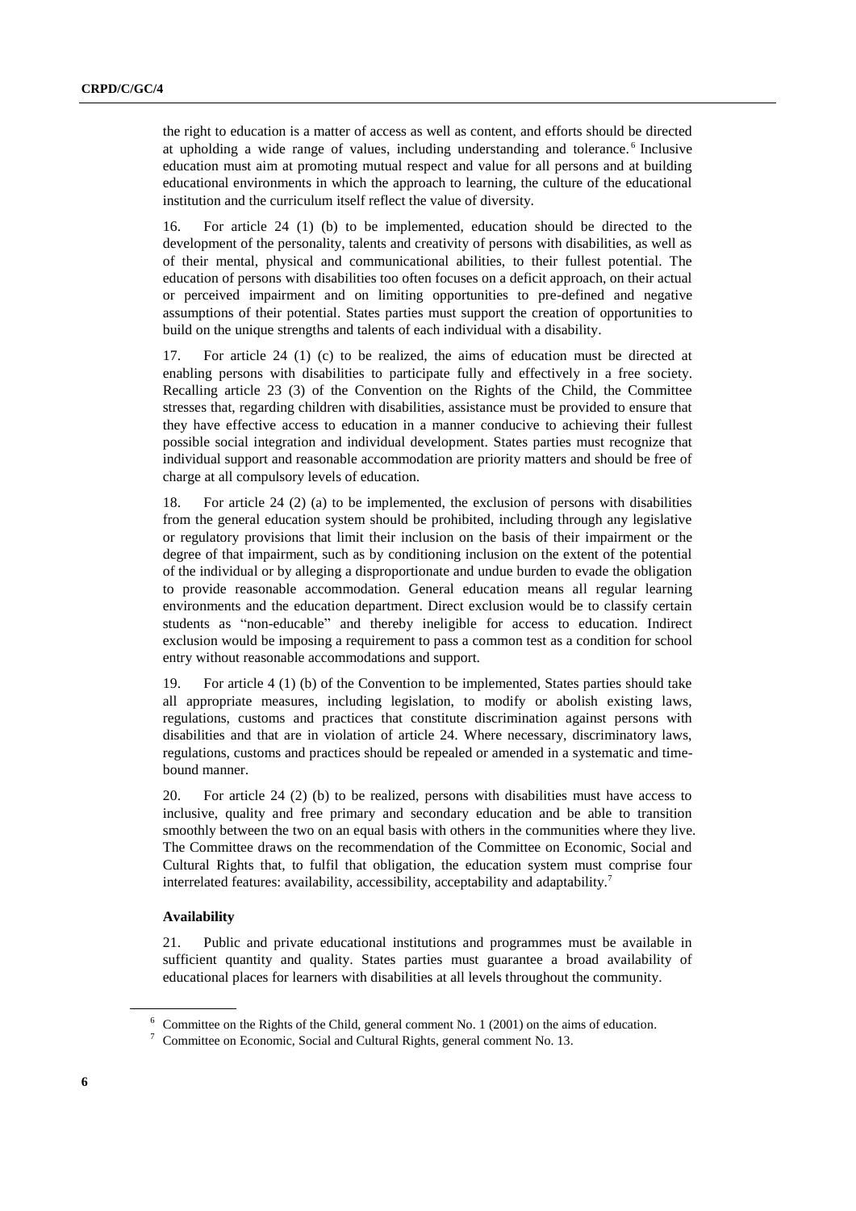the right to education is a matter of access as well as content, and efforts should be directed at upholding a wide range of values, including understanding and tolerance.[6] Inclusive education must aim at promoting mutual respect and value for all persons and at building educational environments in which the approach to learning, the culture of the educational institution and the curriculum itself reflect the value of diversity.

16. For article 24 (1) (b) to be implemented, education should be directed to the development of the personality, talents and creativity of persons with disabilities, as well as of their mental, physical and communicational abilities, to their fullest potential. The education of persons with disabilities too often focuses on a deficit approach, on their actual or perceived impairment and on limiting opportunities to pre-defined and negative assumptions of their potential. States parties must support the creation of opportunities to build on the unique strengths and talents of each individual with a disability.

17. For article 24 (1) (c) to be realized, the aims of education must be directed at enabling persons with disabilities to participate fully and effectively in a free society. Recalling article 23 (3) of the Convention on the Rights of the Child, the Committee stresses that, regarding children with disabilities, assistance must be provided to ensure that they have effective access to education in a manner conducive to achieving their fullest possible social integration and individual development. States parties must recognize that individual support and reasonable accommodation are priority matters and should be free of charge at all compulsory levels of education.

18. For article 24 (2) (a) to be implemented, the exclusion of persons with disabilities from the general education system should be prohibited, including through any legislative or regulatory provisions that limit their inclusion on the basis of their impairment or the degree of that impairment, such as by conditioning inclusion on the extent of the potential of the individual or by alleging a disproportionate and undue burden to evade the obligation to provide reasonable accommodation. General education means all regular learning environments and the education department. Direct exclusion would be to classify certain students as "non-educable" and thereby ineligible for access to education. Indirect exclusion would be imposing a requirement to pass a common test as a condition for school entry without reasonable accommodations and support.

19. For article 4 (1) (b) of the Convention to be implemented, States parties should take all appropriate measures, including legislation, to modify or abolish existing laws, regulations, customs and practices that constitute discrimination against persons with disabilities and that are in violation of article 24. Where necessary, discriminatory laws, regulations, customs and practices should be repealed or amended in a systematic and time-bound manner.

20. For article 24 (2) (b) to be realized, persons with disabilities must have access to inclusive, quality and free primary and secondary education and be able to transition smoothly between the two on an equal basis with others in the communities where they live. The Committee draws on the recommendation of the Committee on Economic, Social and Cultural Rights that, to fulfil that obligation, the education system must comprise four interrelated features: availability, accessibility, acceptability and adaptability.[7]

**Availability**

21. Public and private educational institutions and programmes must be available in sufficient quantity and quality. States parties must guarantee a broad availability of educational places for learners with disabilities at all levels throughout the community.

---

[6] Committee on the Rights of the Child, general comment No. 1 (2001) on the aims of education.

[7] Committee on Economic, Social and Cultural Rights, general comment No. 13.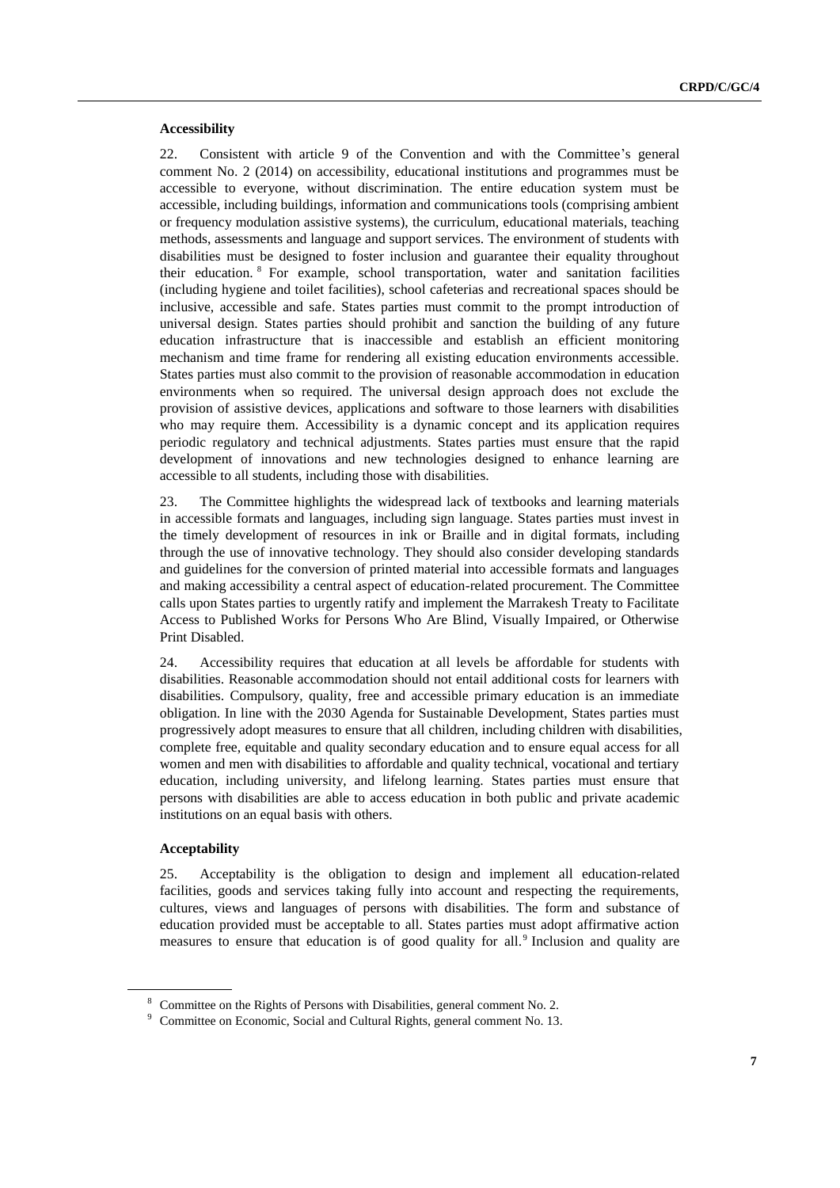**Accessibility**

22. Consistent with article 9 of the Convention and with the Committee's general comment No. 2 (2014) on accessibility, educational institutions and programmes must be accessible to everyone, without discrimination. The entire education system must be accessible, including buildings, information and communications tools (comprising ambient or frequency modulation assistive systems), the curriculum, educational materials, teaching methods, assessments and language and support services. The environment of students with disabilities must be designed to foster inclusion and guarantee their equality throughout their education.[8] For example, school transportation, water and sanitation facilities (including hygiene and toilet facilities), school cafeterias and recreational spaces should be inclusive, accessible and safe. States parties must commit to the prompt introduction of universal design. States parties should prohibit and sanction the building of any future education infrastructure that is inaccessible and establish an efficient monitoring mechanism and time frame for rendering all existing education environments accessible. States parties must also commit to the provision of reasonable accommodation in education environments when so required. The universal design approach does not exclude the provision of assistive devices, applications and software to those learners with disabilities who may require them. Accessibility is a dynamic concept and its application requires periodic regulatory and technical adjustments. States parties must ensure that the rapid development of innovations and new technologies designed to enhance learning are accessible to all students, including those with disabilities.

23. The Committee highlights the widespread lack of textbooks and learning materials in accessible formats and languages, including sign language. States parties must invest in the timely development of resources in ink or Braille and in digital formats, including through the use of innovative technology. They should also consider developing standards and guidelines for the conversion of printed material into accessible formats and languages and making accessibility a central aspect of education-related procurement. The Committee calls upon States parties to urgently ratify and implement the Marrakesh Treaty to Facilitate Access to Published Works for Persons Who Are Blind, Visually Impaired, or Otherwise Print Disabled.

24. Accessibility requires that education at all levels be affordable for students with disabilities. Reasonable accommodation should not entail additional costs for learners with disabilities. Compulsory, quality, free and accessible primary education is an immediate obligation. In line with the 2030 Agenda for Sustainable Development, States parties must progressively adopt measures to ensure that all children, including children with disabilities, complete free, equitable and quality secondary education and to ensure equal access for all women and men with disabilities to affordable and quality technical, vocational and tertiary education, including university, and lifelong learning. States parties must ensure that persons with disabilities are able to access education in both public and private academic institutions on an equal basis with others.

**Acceptability**

25. Acceptability is the obligation to design and implement all education-related facilities, goods and services taking fully into account and respecting the requirements, cultures, views and languages of persons with disabilities. The form and substance of education provided must be acceptable to all. States parties must adopt affirmative action measures to ensure that education is of good quality for all.[9] Inclusion and quality are

---

[8] Committee on the Rights of Persons with Disabilities, general comment No. 2.

[9] Committee on Economic, Social and Cultural Rights, general comment No. 13.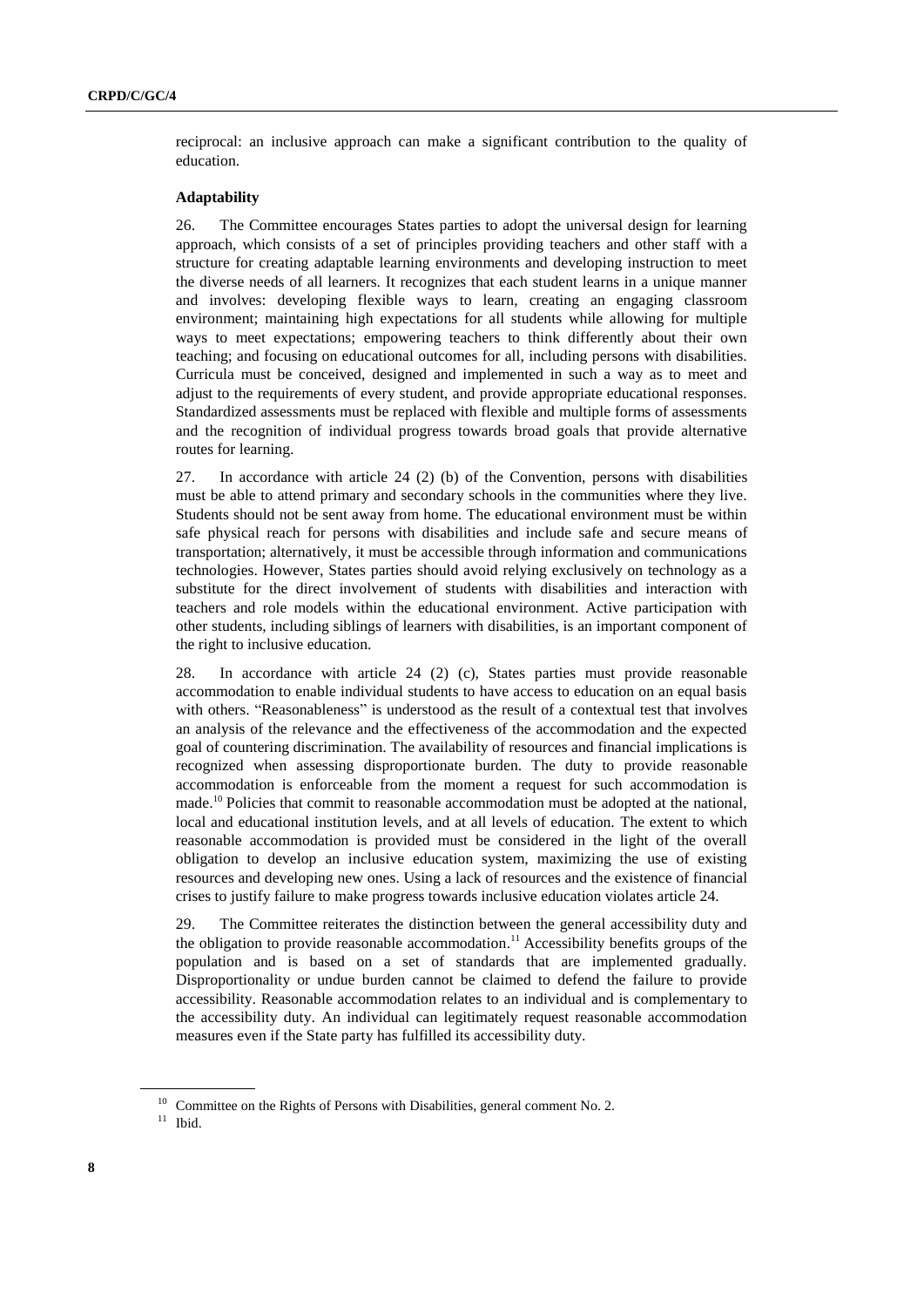reciprocal: an inclusive approach can make a significant contribution to the quality of education.

**Adaptability**

26. The Committee encourages States parties to adopt the universal design for learning approach, which consists of a set of principles providing teachers and other staff with a structure for creating adaptable learning environments and developing instruction to meet the diverse needs of all learners. It recognizes that each student learns in a unique manner and involves: developing flexible ways to learn, creating an engaging classroom environment; maintaining high expectations for all students while allowing for multiple ways to meet expectations; empowering teachers to think differently about their own teaching; and focusing on educational outcomes for all, including persons with disabilities. Curricula must be conceived, designed and implemented in such a way as to meet and adjust to the requirements of every student, and provide appropriate educational responses. Standardized assessments must be replaced with flexible and multiple forms of assessments and the recognition of individual progress towards broad goals that provide alternative routes for learning.

27. In accordance with article 24 (2) (b) of the Convention, persons with disabilities must be able to attend primary and secondary schools in the communities where they live. Students should not be sent away from home. The educational environment must be within safe physical reach for persons with disabilities and include safe and secure means of transportation; alternatively, it must be accessible through information and communications technologies. However, States parties should avoid relying exclusively on technology as a substitute for the direct involvement of students with disabilities and interaction with teachers and role models within the educational environment. Active participation with other students, including siblings of learners with disabilities, is an important component of the right to inclusive education.

28. In accordance with article 24 (2) (c), States parties must provide reasonable accommodation to enable individual students to have access to education on an equal basis with others. "Reasonableness" is understood as the result of a contextual test that involves an analysis of the relevance and the effectiveness of the accommodation and the expected goal of countering discrimination. The availability of resources and financial implications is recognized when assessing disproportionate burden. The duty to provide reasonable accommodation is enforceable from the moment a request for such accommodation is made.[10] Policies that commit to reasonable accommodation must be adopted at the national, local and educational institution levels, and at all levels of education. The extent to which reasonable accommodation is provided must be considered in the light of the overall obligation to develop an inclusive education system, maximizing the use of existing resources and developing new ones. Using a lack of resources and the existence of financial crises to justify failure to make progress towards inclusive education violates article 24.

29. The Committee reiterates the distinction between the general accessibility duty and the obligation to provide reasonable accommodation.[11] Accessibility benefits groups of the population and is based on a set of standards that are implemented gradually. Disproportionality or undue burden cannot be claimed to defend the failure to provide accessibility. Reasonable accommodation relates to an individual and is complementary to the accessibility duty. An individual can legitimately request reasonable accommodation measures even if the State party has fulfilled its accessibility duty.

[10] Committee on the Rights of Persons with Disabilities, general comment No. 2.

[11] Ibid.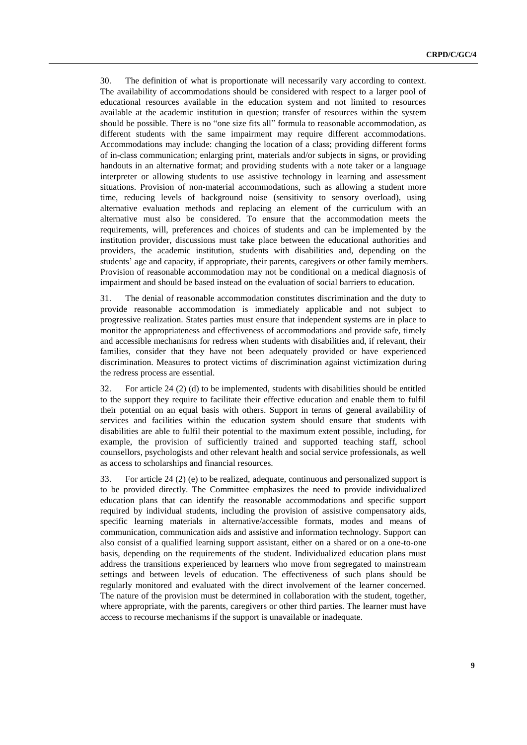30. The definition of what is proportionate will necessarily vary according to context. The availability of accommodations should be considered with respect to a larger pool of educational resources available in the education system and not limited to resources available at the academic institution in question; transfer of resources within the system should be possible. There is no "one size fits all" formula to reasonable accommodation, as different students with the same impairment may require different accommodations. Accommodations may include: changing the location of a class; providing different forms of in-class communication; enlarging print, materials and/or subjects in signs, or providing handouts in an alternative format; and providing students with a note taker or a language interpreter or allowing students to use assistive technology in learning and assessment situations. Provision of non-material accommodations, such as allowing a student more time, reducing levels of background noise (sensitivity to sensory overload), using alternative evaluation methods and replacing an element of the curriculum with an alternative must also be considered. To ensure that the accommodation meets the requirements, will, preferences and choices of students and can be implemented by the institution provider, discussions must take place between the educational authorities and providers, the academic institution, students with disabilities and, depending on the students' age and capacity, if appropriate, their parents, caregivers or other family members. Provision of reasonable accommodation may not be conditional on a medical diagnosis of impairment and should be based instead on the evaluation of social barriers to education.

31. The denial of reasonable accommodation constitutes discrimination and the duty to provide reasonable accommodation is immediately applicable and not subject to progressive realization. States parties must ensure that independent systems are in place to monitor the appropriateness and effectiveness of accommodations and provide safe, timely and accessible mechanisms for redress when students with disabilities and, if relevant, their families, consider that they have not been adequately provided or have experienced discrimination. Measures to protect victims of discrimination against victimization during the redress process are essential.

32. For article 24 (2) (d) to be implemented, students with disabilities should be entitled to the support they require to facilitate their effective education and enable them to fulfil their potential on an equal basis with others. Support in terms of general availability of services and facilities within the education system should ensure that students with disabilities are able to fulfil their potential to the maximum extent possible, including, for example, the provision of sufficiently trained and supported teaching staff, school counsellors, psychologists and other relevant health and social service professionals, as well as access to scholarships and financial resources.

33. For article 24 (2) (e) to be realized, adequate, continuous and personalized support is to be provided directly. The Committee emphasizes the need to provide individualized education plans that can identify the reasonable accommodations and specific support required by individual students, including the provision of assistive compensatory aids, specific learning materials in alternative/accessible formats, modes and means of communication, communication aids and assistive and information technology. Support can also consist of a qualified learning support assistant, either on a shared or on a one-to-one basis, depending on the requirements of the student. Individualized education plans must address the transitions experienced by learners who move from segregated to mainstream settings and between levels of education. The effectiveness of such plans should be regularly monitored and evaluated with the direct involvement of the learner concerned. The nature of the provision must be determined in collaboration with the student, together, where appropriate, with the parents, caregivers or other third parties. The learner must have access to recourse mechanisms if the support is unavailable or inadequate.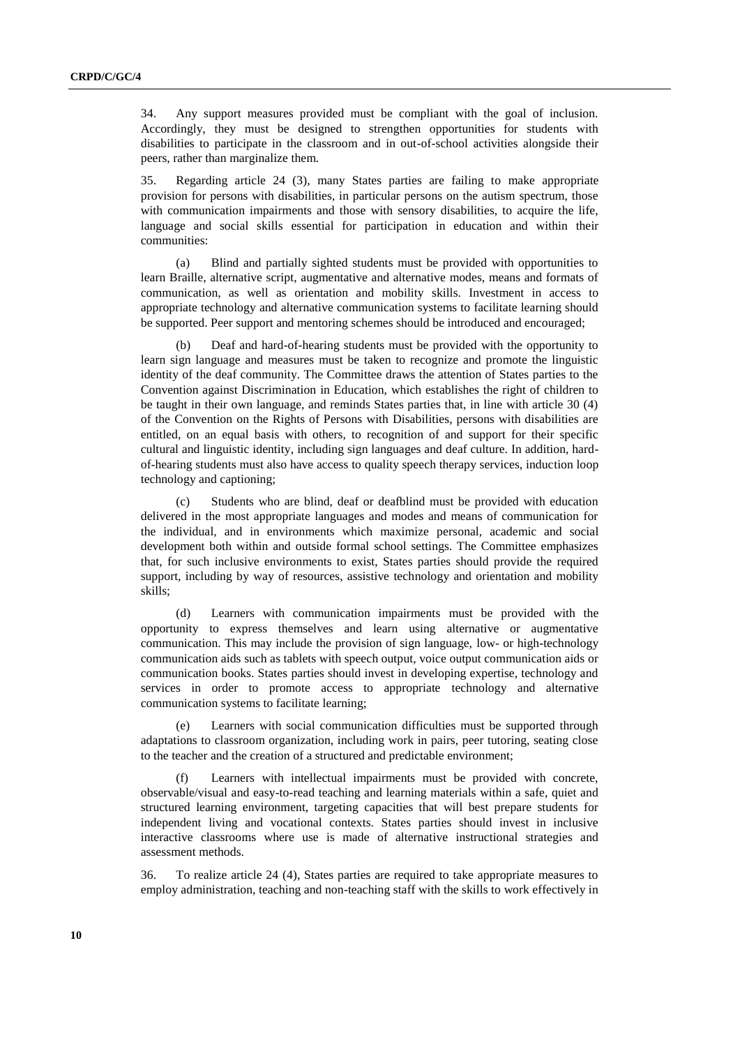34. Any support measures provided must be compliant with the goal of inclusion. Accordingly, they must be designed to strengthen opportunities for students with disabilities to participate in the classroom and in out-of-school activities alongside their peers, rather than marginalize them.

35. Regarding article 24 (3), many States parties are failing to make appropriate provision for persons with disabilities, in particular persons on the autism spectrum, those with communication impairments and those with sensory disabilities, to acquire the life, language and social skills essential for participation in education and within their communities:

(a) Blind and partially sighted students must be provided with opportunities to learn Braille, alternative script, augmentative and alternative modes, means and formats of communication, as well as orientation and mobility skills. Investment in access to appropriate technology and alternative communication systems to facilitate learning should be supported. Peer support and mentoring schemes should be introduced and encouraged;

(b) Deaf and hard-of-hearing students must be provided with the opportunity to learn sign language and measures must be taken to recognize and promote the linguistic identity of the deaf community. The Committee draws the attention of States parties to the Convention against Discrimination in Education, which establishes the right of children to be taught in their own language, and reminds States parties that, in line with article 30 (4) of the Convention on the Rights of Persons with Disabilities, persons with disabilities are entitled, on an equal basis with others, to recognition of and support for their specific cultural and linguistic identity, including sign languages and deaf culture. In addition, hard-of-hearing students must also have access to quality speech therapy services, induction loop technology and captioning;

(c) Students who are blind, deaf or deafblind must be provided with education delivered in the most appropriate languages and modes and means of communication for the individual, and in environments which maximize personal, academic and social development both within and outside formal school settings. The Committee emphasizes that, for such inclusive environments to exist, States parties should provide the required support, including by way of resources, assistive technology and orientation and mobility skills;

(d) Learners with communication impairments must be provided with the opportunity to express themselves and learn using alternative or augmentative communication. This may include the provision of sign language, low- or high-technology communication aids such as tablets with speech output, voice output communication aids or communication books. States parties should invest in developing expertise, technology and services in order to promote access to appropriate technology and alternative communication systems to facilitate learning;

(e) Learners with social communication difficulties must be supported through adaptations to classroom organization, including work in pairs, peer tutoring, seating close to the teacher and the creation of a structured and predictable environment;

(f) Learners with intellectual impairments must be provided with concrete, observable/visual and easy-to-read teaching and learning materials within a safe, quiet and structured learning environment, targeting capacities that will best prepare students for independent living and vocational contexts. States parties should invest in inclusive interactive classrooms where use is made of alternative instructional strategies and assessment methods.

36. To realize article 24 (4), States parties are required to take appropriate measures to employ administration, teaching and non-teaching staff with the skills to work effectively in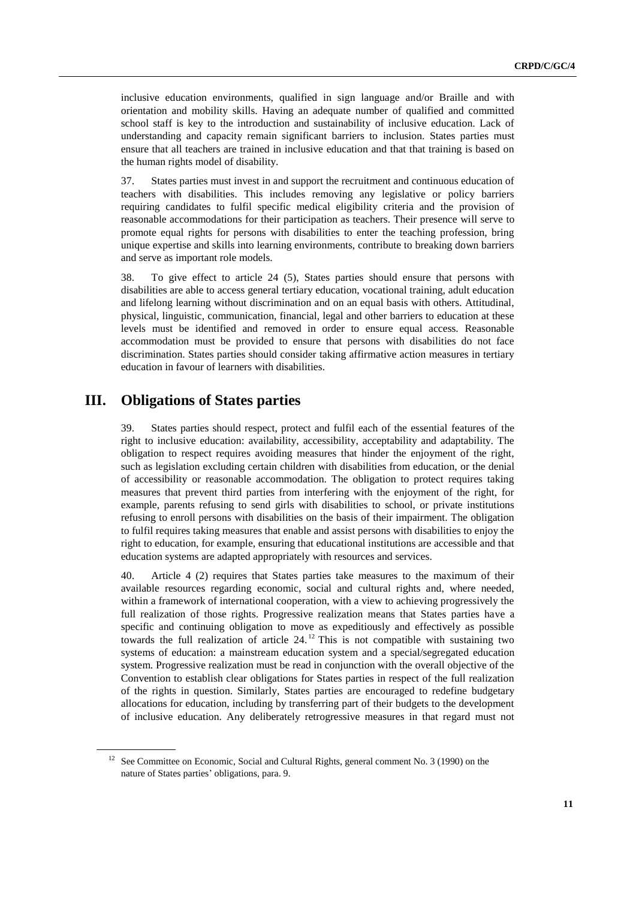inclusive education environments, qualified in sign language and/or Braille and with orientation and mobility skills. Having an adequate number of qualified and committed school staff is key to the introduction and sustainability of inclusive education. Lack of understanding and capacity remain significant barriers to inclusion. States parties must ensure that all teachers are trained in inclusive education and that that training is based on the human rights model of disability.

37. States parties must invest in and support the recruitment and continuous education of teachers with disabilities. This includes removing any legislative or policy barriers requiring candidates to fulfil specific medical eligibility criteria and the provision of reasonable accommodations for their participation as teachers. Their presence will serve to promote equal rights for persons with disabilities to enter the teaching profession, bring unique expertise and skills into learning environments, contribute to breaking down barriers and serve as important role models.

38. To give effect to article 24 (5), States parties should ensure that persons with disabilities are able to access general tertiary education, vocational training, adult education and lifelong learning without discrimination and on an equal basis with others. Attitudinal, physical, linguistic, communication, financial, legal and other barriers to education at these levels must be identified and removed in order to ensure equal access. Reasonable accommodation must be provided to ensure that persons with disabilities do not face discrimination. States parties should consider taking affirmative action measures in tertiary education in favour of learners with disabilities.

## III. Obligations of States parties

39. States parties should respect, protect and fulfil each of the essential features of the right to inclusive education: availability, accessibility, acceptability and adaptability. The obligation to respect requires avoiding measures that hinder the enjoyment of the right, such as legislation excluding certain children with disabilities from education, or the denial of accessibility or reasonable accommodation. The obligation to protect requires taking measures that prevent third parties from interfering with the enjoyment of the right, for example, parents refusing to send girls with disabilities to school, or private institutions refusing to enroll persons with disabilities on the basis of their impairment. The obligation to fulfil requires taking measures that enable and assist persons with disabilities to enjoy the right to education, for example, ensuring that educational institutions are accessible and that education systems are adapted appropriately with resources and services.

40. Article 4 (2) requires that States parties take measures to the maximum of their available resources regarding economic, social and cultural rights and, where needed, within a framework of international cooperation, with a view to achieving progressively the full realization of those rights. Progressive realization means that States parties have a specific and continuing obligation to move as expeditiously and effectively as possible towards the full realization of article 24.[12] This is not compatible with sustaining two systems of education: a mainstream education system and a special/segregated education system. Progressive realization must be read in conjunction with the overall objective of the Convention to establish clear obligations for States parties in respect of the full realization of the rights in question. Similarly, States parties are encouraged to redefine budgetary allocations for education, including by transferring part of their budgets to the development of inclusive education. Any deliberately retrogressive measures in that regard must not

[12] See Committee on Economic, Social and Cultural Rights, general comment No. 3 (1990) on the nature of States parties' obligations, para. 9.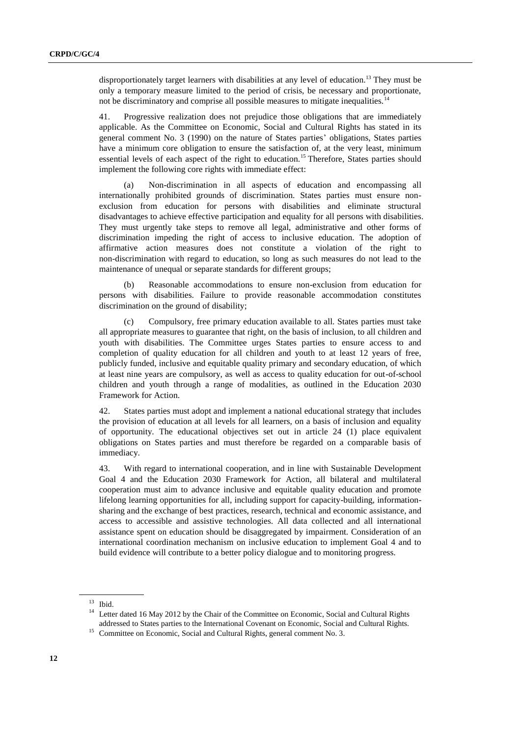disproportionately target learners with disabilities at any level of education.[13] They must be only a temporary measure limited to the period of crisis, be necessary and proportionate, not be discriminatory and comprise all possible measures to mitigate inequalities.[14]

41. Progressive realization does not prejudice those obligations that are immediately applicable. As the Committee on Economic, Social and Cultural Rights has stated in its general comment No. 3 (1990) on the nature of States parties' obligations, States parties have a minimum core obligation to ensure the satisfaction of, at the very least, minimum essential levels of each aspect of the right to education.[15] Therefore, States parties should implement the following core rights with immediate effect:

(a) Non-discrimination in all aspects of education and encompassing all internationally prohibited grounds of discrimination. States parties must ensure non-exclusion from education for persons with disabilities and eliminate structural disadvantages to achieve effective participation and equality for all persons with disabilities. They must urgently take steps to remove all legal, administrative and other forms of discrimination impeding the right of access to inclusive education. The adoption of affirmative action measures does not constitute a violation of the right to non-discrimination with regard to education, so long as such measures do not lead to the maintenance of unequal or separate standards for different groups;

(b) Reasonable accommodations to ensure non-exclusion from education for persons with disabilities. Failure to provide reasonable accommodation constitutes discrimination on the ground of disability;

(c) Compulsory, free primary education available to all. States parties must take all appropriate measures to guarantee that right, on the basis of inclusion, to all children and youth with disabilities. The Committee urges States parties to ensure access to and completion of quality education for all children and youth to at least 12 years of free, publicly funded, inclusive and equitable quality primary and secondary education, of which at least nine years are compulsory, as well as access to quality education for out-of-school children and youth through a range of modalities, as outlined in the Education 2030 Framework for Action.

42. States parties must adopt and implement a national educational strategy that includes the provision of education at all levels for all learners, on a basis of inclusion and equality of opportunity. The educational objectives set out in article 24 (1) place equivalent obligations on States parties and must therefore be regarded on a comparable basis of immediacy.

43. With regard to international cooperation, and in line with Sustainable Development Goal 4 and the Education 2030 Framework for Action, all bilateral and multilateral cooperation must aim to advance inclusive and equitable quality education and promote lifelong learning opportunities for all, including support for capacity-building, information-sharing and the exchange of best practices, research, technical and economic assistance, and access to accessible and assistive technologies. All data collected and all international assistance spent on education should be disaggregated by impairment. Consideration of an international coordination mechanism on inclusive education to implement Goal 4 and to build evidence will contribute to a better policy dialogue and to monitoring progress.

---

[13] Ibid.

[14] Letter dated 16 May 2012 by the Chair of the Committee on Economic, Social and Cultural Rights addressed to States parties to the International Covenant on Economic, Social and Cultural Rights.

[15] Committee on Economic, Social and Cultural Rights, general comment No. 3.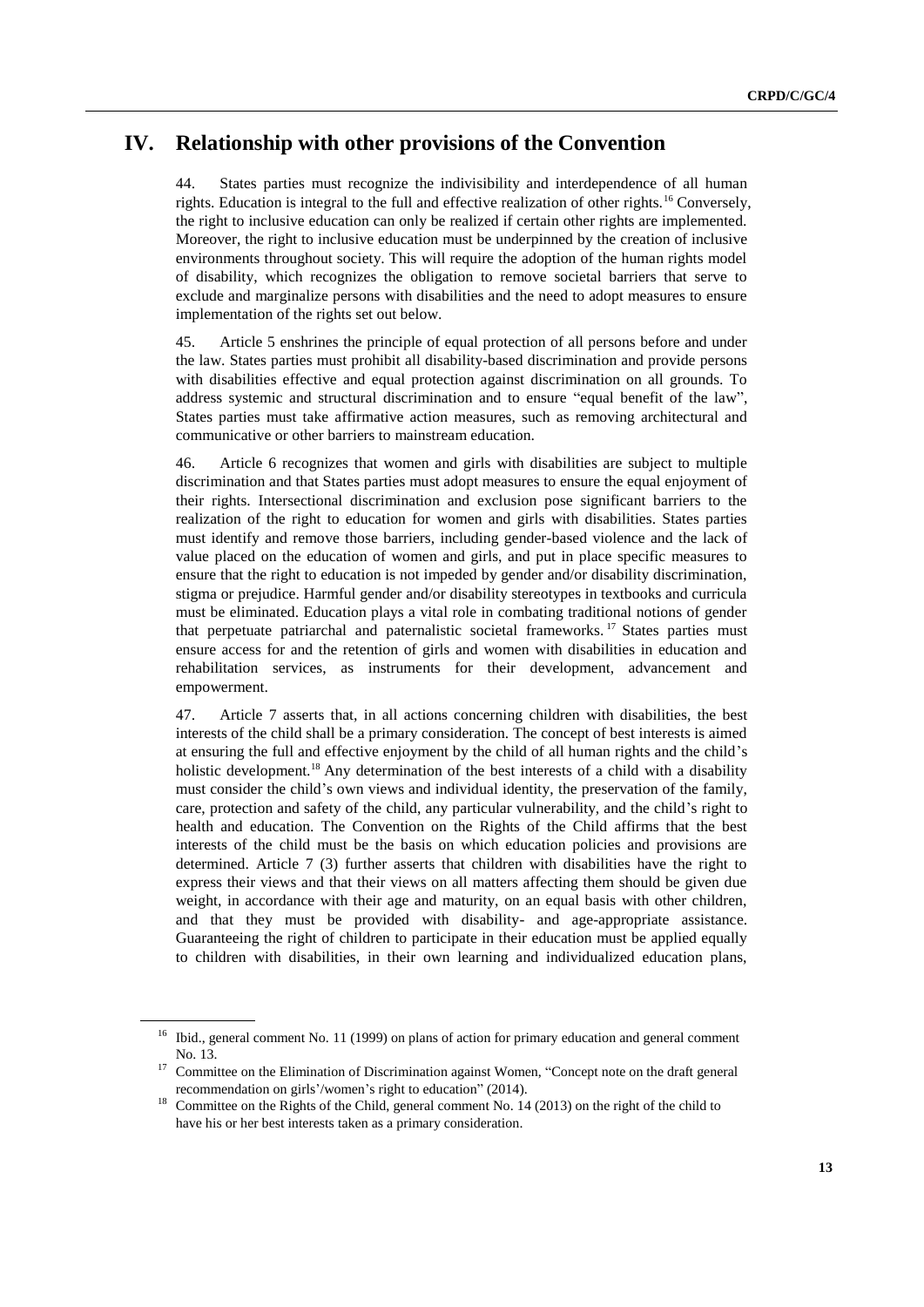# IV. Relationship with other provisions of the Convention

44. States parties must recognize the indivisibility and interdependence of all human rights. Education is integral to the full and effective realization of other rights.[16] Conversely, the right to inclusive education can only be realized if certain other rights are implemented. Moreover, the right to inclusive education must be underpinned by the creation of inclusive environments throughout society. This will require the adoption of the human rights model of disability, which recognizes the obligation to remove societal barriers that serve to exclude and marginalize persons with disabilities and the need to adopt measures to ensure implementation of the rights set out below.

45. Article 5 enshrines the principle of equal protection of all persons before and under the law. States parties must prohibit all disability-based discrimination and provide persons with disabilities effective and equal protection against discrimination on all grounds. To address systemic and structural discrimination and to ensure "equal benefit of the law", States parties must take affirmative action measures, such as removing architectural and communicative or other barriers to mainstream education.

46. Article 6 recognizes that women and girls with disabilities are subject to multiple discrimination and that States parties must adopt measures to ensure the equal enjoyment of their rights. Intersectional discrimination and exclusion pose significant barriers to the realization of the right to education for women and girls with disabilities. States parties must identify and remove those barriers, including gender-based violence and the lack of value placed on the education of women and girls, and put in place specific measures to ensure that the right to education is not impeded by gender and/or disability discrimination, stigma or prejudice. Harmful gender and/or disability stereotypes in textbooks and curricula must be eliminated. Education plays a vital role in combating traditional notions of gender that perpetuate patriarchal and paternalistic societal frameworks.[17] States parties must ensure access for and the retention of girls and women with disabilities in education and rehabilitation services, as instruments for their development, advancement and empowerment.

47. Article 7 asserts that, in all actions concerning children with disabilities, the best interests of the child shall be a primary consideration. The concept of best interests is aimed at ensuring the full and effective enjoyment by the child of all human rights and the child's holistic development.[18] Any determination of the best interests of a child with a disability must consider the child's own views and individual identity, the preservation of the family, care, protection and safety of the child, any particular vulnerability, and the child's right to health and education. The Convention on the Rights of the Child affirms that the best interests of the child must be the basis on which education policies and provisions are determined. Article 7 (3) further asserts that children with disabilities have the right to express their views and that their views on all matters affecting them should be given due weight, in accordance with their age and maturity, on an equal basis with other children, and that they must be provided with disability- and age-appropriate assistance. Guaranteeing the right of children to participate in their education must be applied equally to children with disabilities, in their own learning and individualized education plans,

---

[16] Ibid., general comment No. 11 (1999) on plans of action for primary education and general comment No. 13.

[17] Committee on the Elimination of Discrimination against Women, "Concept note on the draft general recommendation on girls'/women's right to education" (2014).

[18] Committee on the Rights of the Child, general comment No. 14 (2013) on the right of the child to have his or her best interests taken as a primary consideration.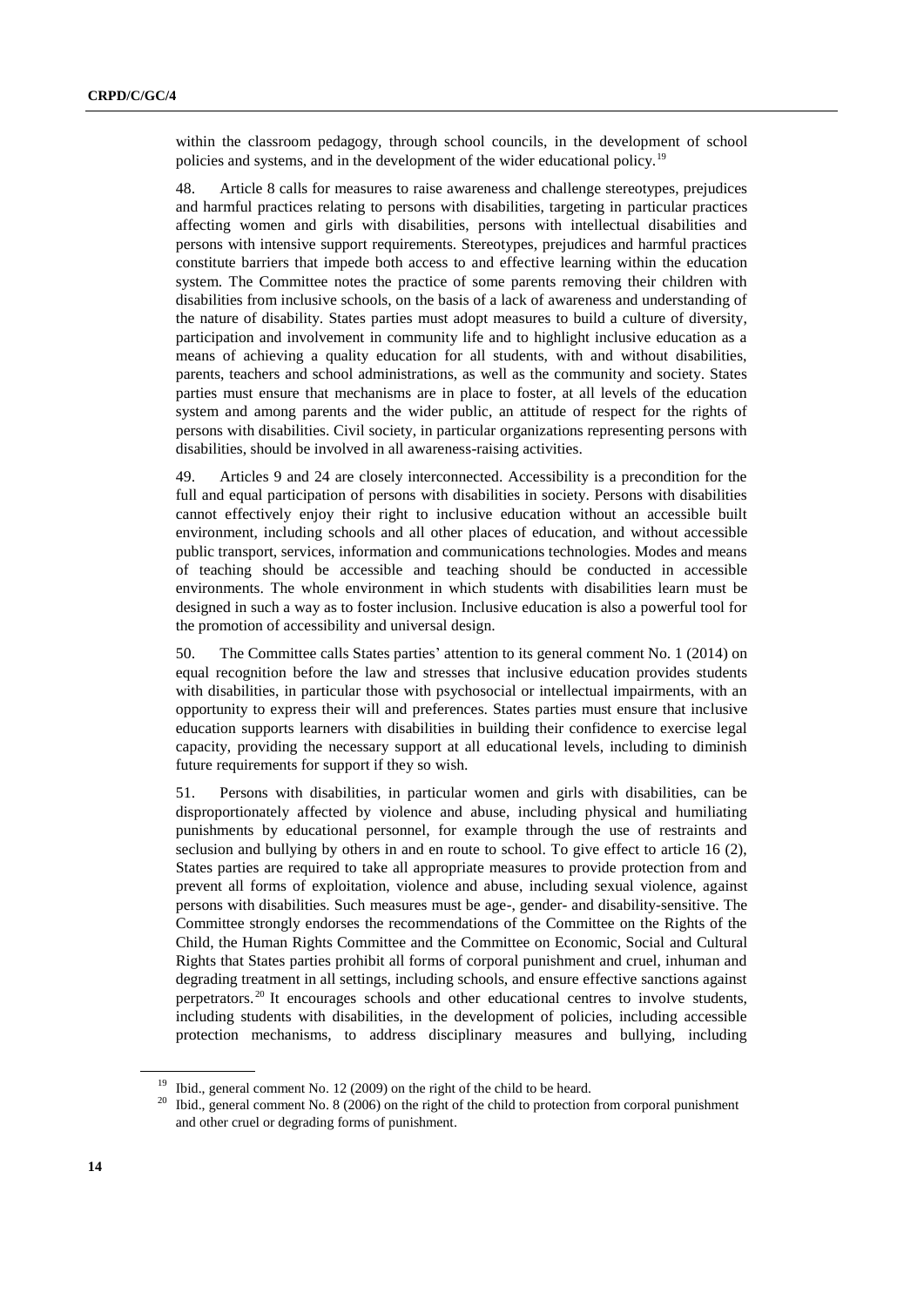within the classroom pedagogy, through school councils, in the development of school policies and systems, and in the development of the wider educational policy.[19]

48. Article 8 calls for measures to raise awareness and challenge stereotypes, prejudices and harmful practices relating to persons with disabilities, targeting in particular practices affecting women and girls with disabilities, persons with intellectual disabilities and persons with intensive support requirements. Stereotypes, prejudices and harmful practices constitute barriers that impede both access to and effective learning within the education system. The Committee notes the practice of some parents removing their children with disabilities from inclusive schools, on the basis of a lack of awareness and understanding of the nature of disability. States parties must adopt measures to build a culture of diversity, participation and involvement in community life and to highlight inclusive education as a means of achieving a quality education for all students, with and without disabilities, parents, teachers and school administrations, as well as the community and society. States parties must ensure that mechanisms are in place to foster, at all levels of the education system and among parents and the wider public, an attitude of respect for the rights of persons with disabilities. Civil society, in particular organizations representing persons with disabilities, should be involved in all awareness-raising activities.

49. Articles 9 and 24 are closely interconnected. Accessibility is a precondition for the full and equal participation of persons with disabilities in society. Persons with disabilities cannot effectively enjoy their right to inclusive education without an accessible built environment, including schools and all other places of education, and without accessible public transport, services, information and communications technologies. Modes and means of teaching should be accessible and teaching should be conducted in accessible environments. The whole environment in which students with disabilities learn must be designed in such a way as to foster inclusion. Inclusive education is also a powerful tool for the promotion of accessibility and universal design.

50. The Committee calls States parties' attention to its general comment No. 1 (2014) on equal recognition before the law and stresses that inclusive education provides students with disabilities, in particular those with psychosocial or intellectual impairments, with an opportunity to express their will and preferences. States parties must ensure that inclusive education supports learners with disabilities in building their confidence to exercise legal capacity, providing the necessary support at all educational levels, including to diminish future requirements for support if they so wish.

51. Persons with disabilities, in particular women and girls with disabilities, can be disproportionately affected by violence and abuse, including physical and humiliating punishments by educational personnel, for example through the use of restraints and seclusion and bullying by others in and en route to school. To give effect to article 16 (2), States parties are required to take all appropriate measures to provide protection from and prevent all forms of exploitation, violence and abuse, including sexual violence, against persons with disabilities. Such measures must be age-, gender- and disability-sensitive. The Committee strongly endorses the recommendations of the Committee on the Rights of the Child, the Human Rights Committee and the Committee on Economic, Social and Cultural Rights that States parties prohibit all forms of corporal punishment and cruel, inhuman and degrading treatment in all settings, including schools, and ensure effective sanctions against perpetrators.[20] It encourages schools and other educational centres to involve students, including students with disabilities, in the development of policies, including accessible protection mechanisms, to address disciplinary measures and bullying, including

---

[19] Ibid., general comment No. 12 (2009) on the right of the child to be heard.

[20] Ibid., general comment No. 8 (2006) on the right of the child to protection from corporal punishment and other cruel or degrading forms of punishment.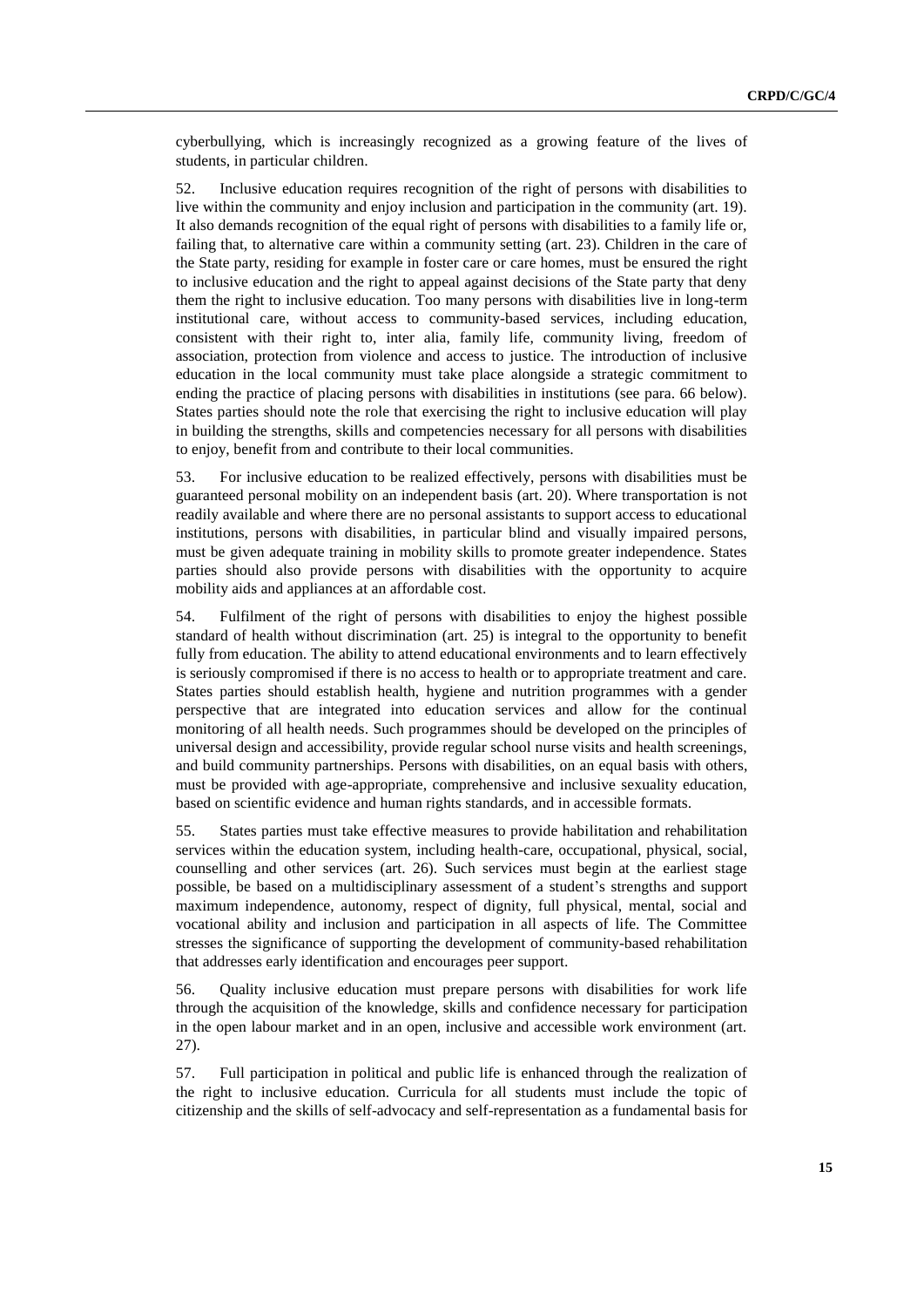cyberbullying, which is increasingly recognized as a growing feature of the lives of students, in particular children.

52. Inclusive education requires recognition of the right of persons with disabilities to live within the community and enjoy inclusion and participation in the community (art. 19). It also demands recognition of the equal right of persons with disabilities to a family life or, failing that, to alternative care within a community setting (art. 23). Children in the care of the State party, residing for example in foster care or care homes, must be ensured the right to inclusive education and the right to appeal against decisions of the State party that deny them the right to inclusive education. Too many persons with disabilities live in long-term institutional care, without access to community-based services, including education, consistent with their right to, inter alia, family life, community living, freedom of association, protection from violence and access to justice. The introduction of inclusive education in the local community must take place alongside a strategic commitment to ending the practice of placing persons with disabilities in institutions (see para. 66 below). States parties should note the role that exercising the right to inclusive education will play in building the strengths, skills and competencies necessary for all persons with disabilities to enjoy, benefit from and contribute to their local communities.

53. For inclusive education to be realized effectively, persons with disabilities must be guaranteed personal mobility on an independent basis (art. 20). Where transportation is not readily available and where there are no personal assistants to support access to educational institutions, persons with disabilities, in particular blind and visually impaired persons, must be given adequate training in mobility skills to promote greater independence. States parties should also provide persons with disabilities with the opportunity to acquire mobility aids and appliances at an affordable cost.

54. Fulfilment of the right of persons with disabilities to enjoy the highest possible standard of health without discrimination (art. 25) is integral to the opportunity to benefit fully from education. The ability to attend educational environments and to learn effectively is seriously compromised if there is no access to health or to appropriate treatment and care. States parties should establish health, hygiene and nutrition programmes with a gender perspective that are integrated into education services and allow for the continual monitoring of all health needs. Such programmes should be developed on the principles of universal design and accessibility, provide regular school nurse visits and health screenings, and build community partnerships. Persons with disabilities, on an equal basis with others, must be provided with age-appropriate, comprehensive and inclusive sexuality education, based on scientific evidence and human rights standards, and in accessible formats.

55. States parties must take effective measures to provide habilitation and rehabilitation services within the education system, including health-care, occupational, physical, social, counselling and other services (art. 26). Such services must begin at the earliest stage possible, be based on a multidisciplinary assessment of a student's strengths and support maximum independence, autonomy, respect of dignity, full physical, mental, social and vocational ability and inclusion and participation in all aspects of life. The Committee stresses the significance of supporting the development of community-based rehabilitation that addresses early identification and encourages peer support.

56. Quality inclusive education must prepare persons with disabilities for work life through the acquisition of the knowledge, skills and confidence necessary for participation in the open labour market and in an open, inclusive and accessible work environment (art. 27).

57. Full participation in political and public life is enhanced through the realization of the right to inclusive education. Curricula for all students must include the topic of citizenship and the skills of self-advocacy and self-representation as a fundamental basis for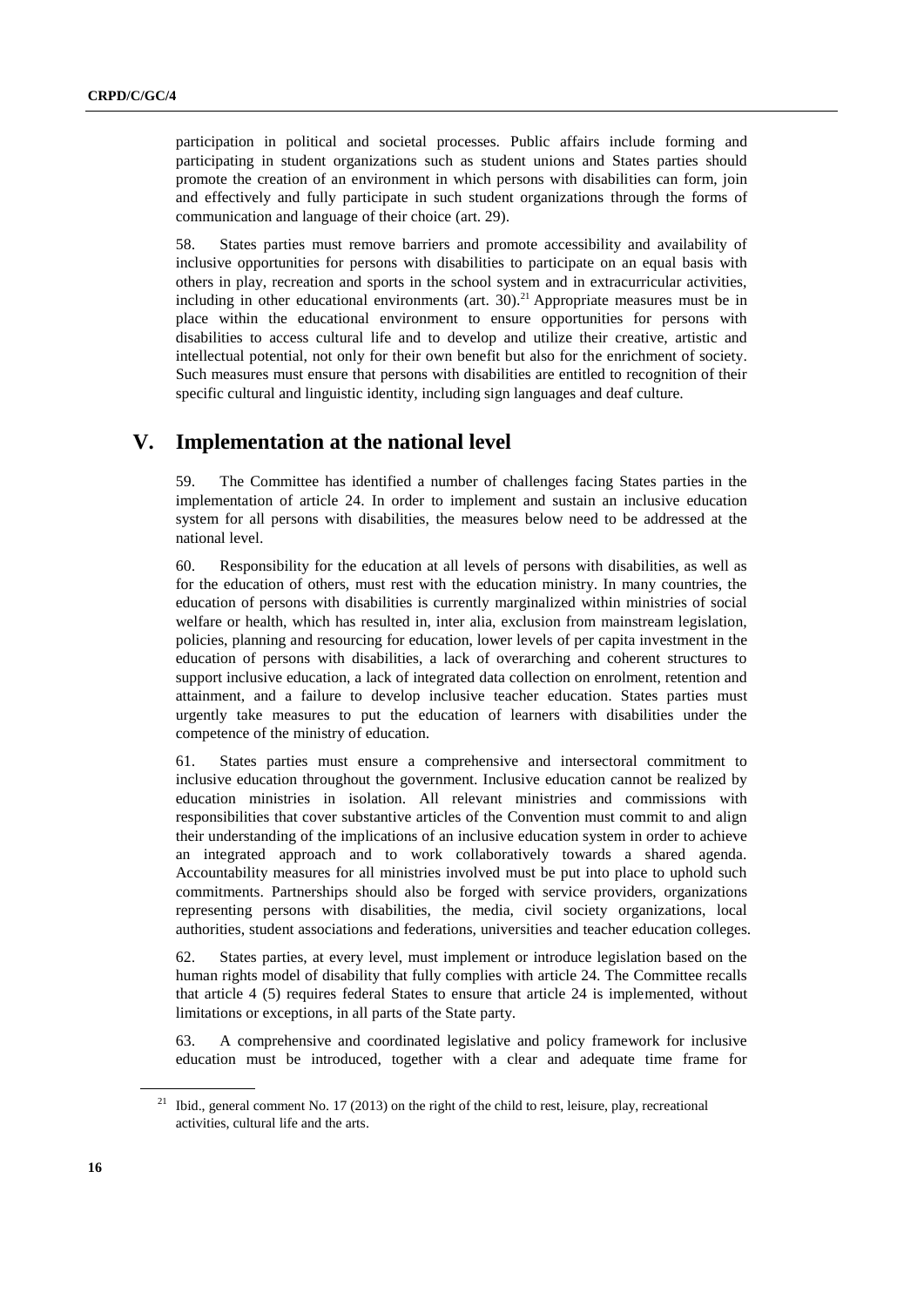participation in political and societal processes. Public affairs include forming and participating in student organizations such as student unions and States parties should promote the creation of an environment in which persons with disabilities can form, join and effectively and fully participate in such student organizations through the forms of communication and language of their choice (art. 29).

58. States parties must remove barriers and promote accessibility and availability of inclusive opportunities for persons with disabilities to participate on an equal basis with others in play, recreation and sports in the school system and in extracurricular activities, including in other educational environments (art. 30).[21] Appropriate measures must be in place within the educational environment to ensure opportunities for persons with disabilities to access cultural life and to develop and utilize their creative, artistic and intellectual potential, not only for their own benefit but also for the enrichment of society. Such measures must ensure that persons with disabilities are entitled to recognition of their specific cultural and linguistic identity, including sign languages and deaf culture.

## V. Implementation at the national level

59. The Committee has identified a number of challenges facing States parties in the implementation of article 24. In order to implement and sustain an inclusive education system for all persons with disabilities, the measures below need to be addressed at the national level.

60. Responsibility for the education at all levels of persons with disabilities, as well as for the education of others, must rest with the education ministry. In many countries, the education of persons with disabilities is currently marginalized within ministries of social welfare or health, which has resulted in, inter alia, exclusion from mainstream legislation, policies, planning and resourcing for education, lower levels of per capita investment in the education of persons with disabilities, a lack of overarching and coherent structures to support inclusive education, a lack of integrated data collection on enrolment, retention and attainment, and a failure to develop inclusive teacher education. States parties must urgently take measures to put the education of learners with disabilities under the competence of the ministry of education.

61. States parties must ensure a comprehensive and intersectoral commitment to inclusive education throughout the government. Inclusive education cannot be realized by education ministries in isolation. All relevant ministries and commissions with responsibilities that cover substantive articles of the Convention must commit to and align their understanding of the implications of an inclusive education system in order to achieve an integrated approach and to work collaboratively towards a shared agenda. Accountability measures for all ministries involved must be put into place to uphold such commitments. Partnerships should also be forged with service providers, organizations representing persons with disabilities, the media, civil society organizations, local authorities, student associations and federations, universities and teacher education colleges.

62. States parties, at every level, must implement or introduce legislation based on the human rights model of disability that fully complies with article 24. The Committee recalls that article 4 (5) requires federal States to ensure that article 24 is implemented, without limitations or exceptions, in all parts of the State party.

63. A comprehensive and coordinated legislative and policy framework for inclusive education must be introduced, together with a clear and adequate time frame for

[21] Ibid., general comment No. 17 (2013) on the right of the child to rest, leisure, play, recreational activities, cultural life and the arts.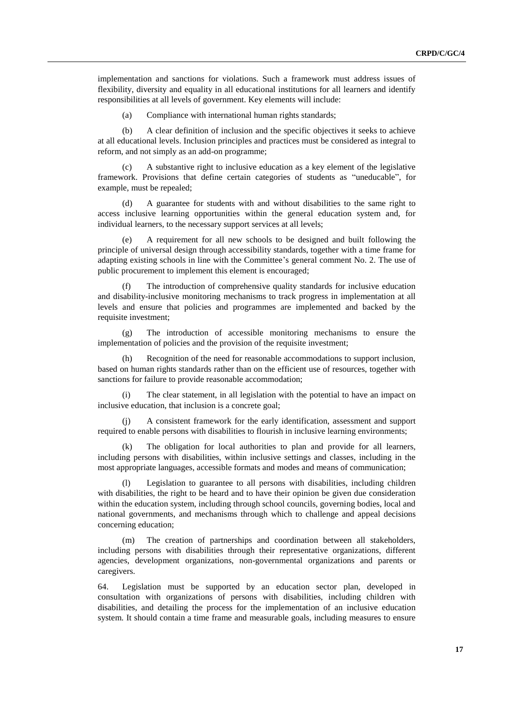implementation and sanctions for violations. Such a framework must address issues of flexibility, diversity and equality in all educational institutions for all learners and identify responsibilities at all levels of government. Key elements will include:

(a) Compliance with international human rights standards;

(b) A clear definition of inclusion and the specific objectives it seeks to achieve at all educational levels. Inclusion principles and practices must be considered as integral to reform, and not simply as an add-on programme;

(c) A substantive right to inclusive education as a key element of the legislative framework. Provisions that define certain categories of students as "uneducable", for example, must be repealed;

(d) A guarantee for students with and without disabilities to the same right to access inclusive learning opportunities within the general education system and, for individual learners, to the necessary support services at all levels;

(e) A requirement for all new schools to be designed and built following the principle of universal design through accessibility standards, together with a time frame for adapting existing schools in line with the Committee's general comment No. 2. The use of public procurement to implement this element is encouraged;

(f) The introduction of comprehensive quality standards for inclusive education and disability-inclusive monitoring mechanisms to track progress in implementation at all levels and ensure that policies and programmes are implemented and backed by the requisite investment;

(g) The introduction of accessible monitoring mechanisms to ensure the implementation of policies and the provision of the requisite investment;

(h) Recognition of the need for reasonable accommodations to support inclusion, based on human rights standards rather than on the efficient use of resources, together with sanctions for failure to provide reasonable accommodation;

(i) The clear statement, in all legislation with the potential to have an impact on inclusive education, that inclusion is a concrete goal;

(j) A consistent framework for the early identification, assessment and support required to enable persons with disabilities to flourish in inclusive learning environments;

(k) The obligation for local authorities to plan and provide for all learners, including persons with disabilities, within inclusive settings and classes, including in the most appropriate languages, accessible formats and modes and means of communication;

(l) Legislation to guarantee to all persons with disabilities, including children with disabilities, the right to be heard and to have their opinion be given due consideration within the education system, including through school councils, governing bodies, local and national governments, and mechanisms through which to challenge and appeal decisions concerning education;

(m) The creation of partnerships and coordination between all stakeholders, including persons with disabilities through their representative organizations, different agencies, development organizations, non-governmental organizations and parents or caregivers.

64. Legislation must be supported by an education sector plan, developed in consultation with organizations of persons with disabilities, including children with disabilities, and detailing the process for the implementation of an inclusive education system. It should contain a time frame and measurable goals, including measures to ensure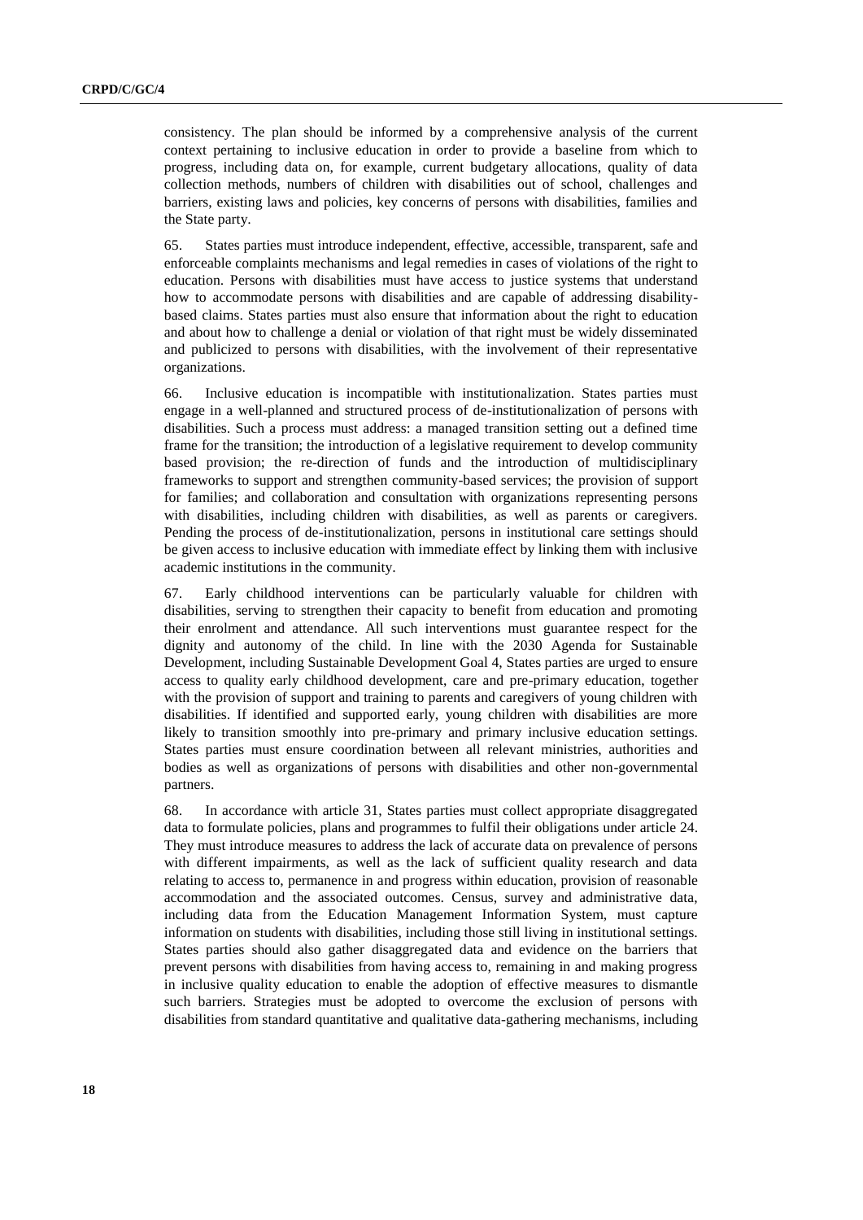consistency. The plan should be informed by a comprehensive analysis of the current context pertaining to inclusive education in order to provide a baseline from which to progress, including data on, for example, current budgetary allocations, quality of data collection methods, numbers of children with disabilities out of school, challenges and barriers, existing laws and policies, key concerns of persons with disabilities, families and the State party.

65. States parties must introduce independent, effective, accessible, transparent, safe and enforceable complaints mechanisms and legal remedies in cases of violations of the right to education. Persons with disabilities must have access to justice systems that understand how to accommodate persons with disabilities and are capable of addressing disability-based claims. States parties must also ensure that information about the right to education and about how to challenge a denial or violation of that right must be widely disseminated and publicized to persons with disabilities, with the involvement of their representative organizations.

66. Inclusive education is incompatible with institutionalization. States parties must engage in a well-planned and structured process of de-institutionalization of persons with disabilities. Such a process must address: a managed transition setting out a defined time frame for the transition; the introduction of a legislative requirement to develop community based provision; the re-direction of funds and the introduction of multidisciplinary frameworks to support and strengthen community-based services; the provision of support for families; and collaboration and consultation with organizations representing persons with disabilities, including children with disabilities, as well as parents or caregivers. Pending the process of de-institutionalization, persons in institutional care settings should be given access to inclusive education with immediate effect by linking them with inclusive academic institutions in the community.

67. Early childhood interventions can be particularly valuable for children with disabilities, serving to strengthen their capacity to benefit from education and promoting their enrolment and attendance. All such interventions must guarantee respect for the dignity and autonomy of the child. In line with the 2030 Agenda for Sustainable Development, including Sustainable Development Goal 4, States parties are urged to ensure access to quality early childhood development, care and pre-primary education, together with the provision of support and training to parents and caregivers of young children with disabilities. If identified and supported early, young children with disabilities are more likely to transition smoothly into pre-primary and primary inclusive education settings. States parties must ensure coordination between all relevant ministries, authorities and bodies as well as organizations of persons with disabilities and other non-governmental partners.

68. In accordance with article 31, States parties must collect appropriate disaggregated data to formulate policies, plans and programmes to fulfil their obligations under article 24. They must introduce measures to address the lack of accurate data on prevalence of persons with different impairments, as well as the lack of sufficient quality research and data relating to access to, permanence in and progress within education, provision of reasonable accommodation and the associated outcomes. Census, survey and administrative data, including data from the Education Management Information System, must capture information on students with disabilities, including those still living in institutional settings. States parties should also gather disaggregated data and evidence on the barriers that prevent persons with disabilities from having access to, remaining in and making progress in inclusive quality education to enable the adoption of effective measures to dismantle such barriers. Strategies must be adopted to overcome the exclusion of persons with disabilities from standard quantitative and qualitative data-gathering mechanisms, including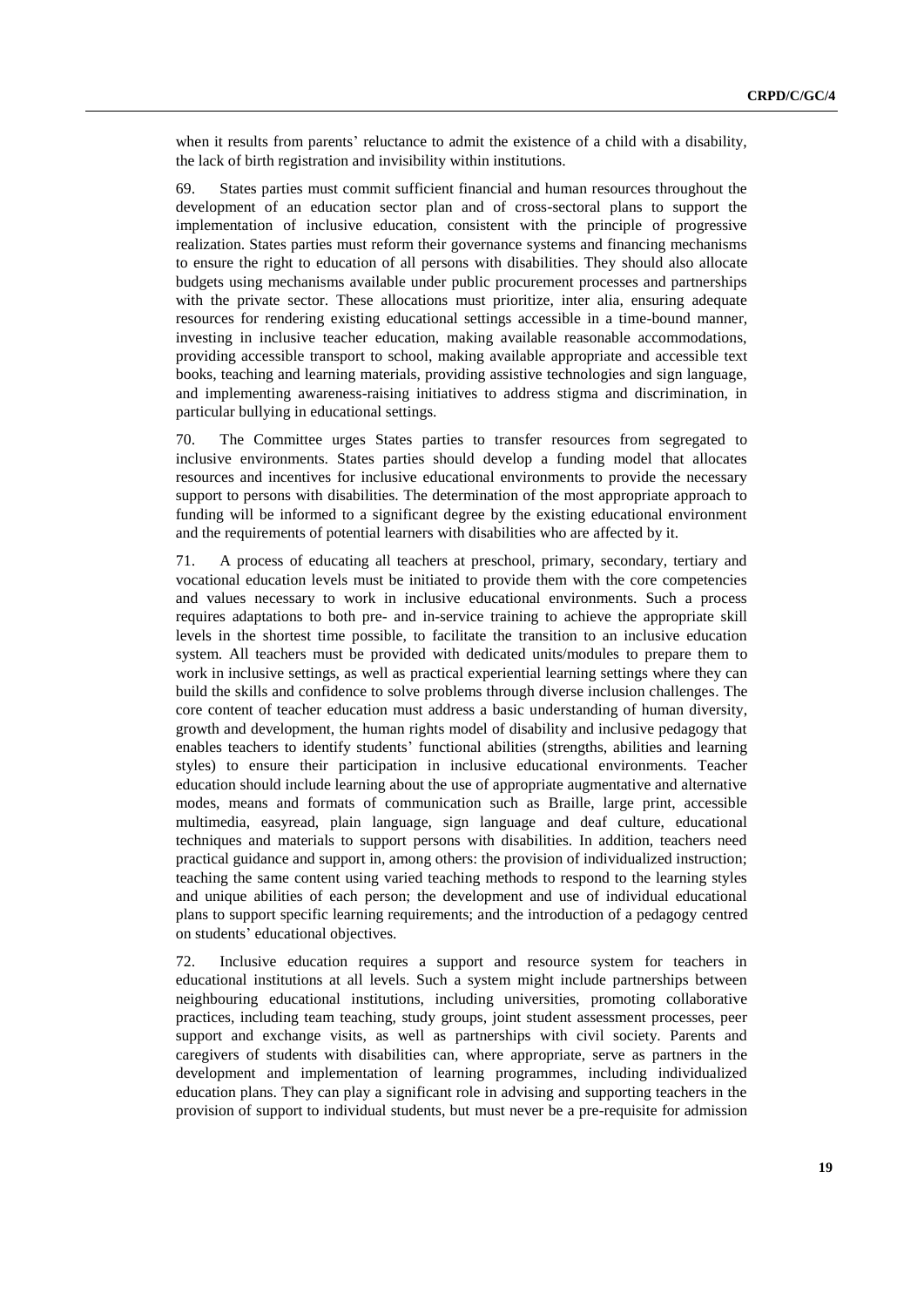when it results from parents' reluctance to admit the existence of a child with a disability, the lack of birth registration and invisibility within institutions.

69. States parties must commit sufficient financial and human resources throughout the development of an education sector plan and of cross-sectoral plans to support the implementation of inclusive education, consistent with the principle of progressive realization. States parties must reform their governance systems and financing mechanisms to ensure the right to education of all persons with disabilities. They should also allocate budgets using mechanisms available under public procurement processes and partnerships with the private sector. These allocations must prioritize, inter alia, ensuring adequate resources for rendering existing educational settings accessible in a time-bound manner, investing in inclusive teacher education, making available reasonable accommodations, providing accessible transport to school, making available appropriate and accessible text books, teaching and learning materials, providing assistive technologies and sign language, and implementing awareness-raising initiatives to address stigma and discrimination, in particular bullying in educational settings.

70. The Committee urges States parties to transfer resources from segregated to inclusive environments. States parties should develop a funding model that allocates resources and incentives for inclusive educational environments to provide the necessary support to persons with disabilities. The determination of the most appropriate approach to funding will be informed to a significant degree by the existing educational environment and the requirements of potential learners with disabilities who are affected by it.

71. A process of educating all teachers at preschool, primary, secondary, tertiary and vocational education levels must be initiated to provide them with the core competencies and values necessary to work in inclusive educational environments. Such a process requires adaptations to both pre- and in-service training to achieve the appropriate skill levels in the shortest time possible, to facilitate the transition to an inclusive education system. All teachers must be provided with dedicated units/modules to prepare them to work in inclusive settings, as well as practical experiential learning settings where they can build the skills and confidence to solve problems through diverse inclusion challenges. The core content of teacher education must address a basic understanding of human diversity, growth and development, the human rights model of disability and inclusive pedagogy that enables teachers to identify students' functional abilities (strengths, abilities and learning styles) to ensure their participation in inclusive educational environments. Teacher education should include learning about the use of appropriate augmentative and alternative modes, means and formats of communication such as Braille, large print, accessible multimedia, easyread, plain language, sign language and deaf culture, educational techniques and materials to support persons with disabilities. In addition, teachers need practical guidance and support in, among others: the provision of individualized instruction; teaching the same content using varied teaching methods to respond to the learning styles and unique abilities of each person; the development and use of individual educational plans to support specific learning requirements; and the introduction of a pedagogy centred on students' educational objectives.

72. Inclusive education requires a support and resource system for teachers in educational institutions at all levels. Such a system might include partnerships between neighbouring educational institutions, including universities, promoting collaborative practices, including team teaching, study groups, joint student assessment processes, peer support and exchange visits, as well as partnerships with civil society. Parents and caregivers of students with disabilities can, where appropriate, serve as partners in the development and implementation of learning programmes, including individualized education plans. They can play a significant role in advising and supporting teachers in the provision of support to individual students, but must never be a pre-requisite for admission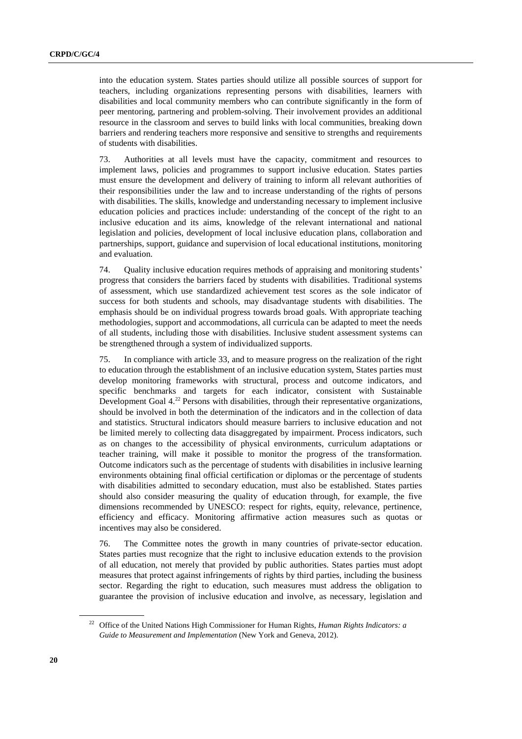into the education system. States parties should utilize all possible sources of support for teachers, including organizations representing persons with disabilities, learners with disabilities and local community members who can contribute significantly in the form of peer mentoring, partnering and problem-solving. Their involvement provides an additional resource in the classroom and serves to build links with local communities, breaking down barriers and rendering teachers more responsive and sensitive to strengths and requirements of students with disabilities.

73. Authorities at all levels must have the capacity, commitment and resources to implement laws, policies and programmes to support inclusive education. States parties must ensure the development and delivery of training to inform all relevant authorities of their responsibilities under the law and to increase understanding of the rights of persons with disabilities. The skills, knowledge and understanding necessary to implement inclusive education policies and practices include: understanding of the concept of the right to an inclusive education and its aims, knowledge of the relevant international and national legislation and policies, development of local inclusive education plans, collaboration and partnerships, support, guidance and supervision of local educational institutions, monitoring and evaluation.

74. Quality inclusive education requires methods of appraising and monitoring students' progress that considers the barriers faced by students with disabilities. Traditional systems of assessment, which use standardized achievement test scores as the sole indicator of success for both students and schools, may disadvantage students with disabilities. The emphasis should be on individual progress towards broad goals. With appropriate teaching methodologies, support and accommodations, all curricula can be adapted to meet the needs of all students, including those with disabilities. Inclusive student assessment systems can be strengthened through a system of individualized supports.

75. In compliance with article 33, and to measure progress on the realization of the right to education through the establishment of an inclusive education system, States parties must develop monitoring frameworks with structural, process and outcome indicators, and specific benchmarks and targets for each indicator, consistent with Sustainable Development Goal 4.[22] Persons with disabilities, through their representative organizations, should be involved in both the determination of the indicators and in the collection of data and statistics. Structural indicators should measure barriers to inclusive education and not be limited merely to collecting data disaggregated by impairment. Process indicators, such as on changes to the accessibility of physical environments, curriculum adaptations or teacher training, will make it possible to monitor the progress of the transformation. Outcome indicators such as the percentage of students with disabilities in inclusive learning environments obtaining final official certification or diplomas or the percentage of students with disabilities admitted to secondary education, must also be established. States parties should also consider measuring the quality of education through, for example, the five dimensions recommended by UNESCO: respect for rights, equity, relevance, pertinence, efficiency and efficacy. Monitoring affirmative action measures such as quotas or incentives may also be considered.

76. The Committee notes the growth in many countries of private-sector education. States parties must recognize that the right to inclusive education extends to the provision of all education, not merely that provided by public authorities. States parties must adopt measures that protect against infringements of rights by third parties, including the business sector. Regarding the right to education, such measures must address the obligation to guarantee the provision of inclusive education and involve, as necessary, legislation and

[22] Office of the United Nations High Commissioner for Human Rights, *Human Rights Indicators: a Guide to Measurement and Implementation* (New York and Geneva, 2012).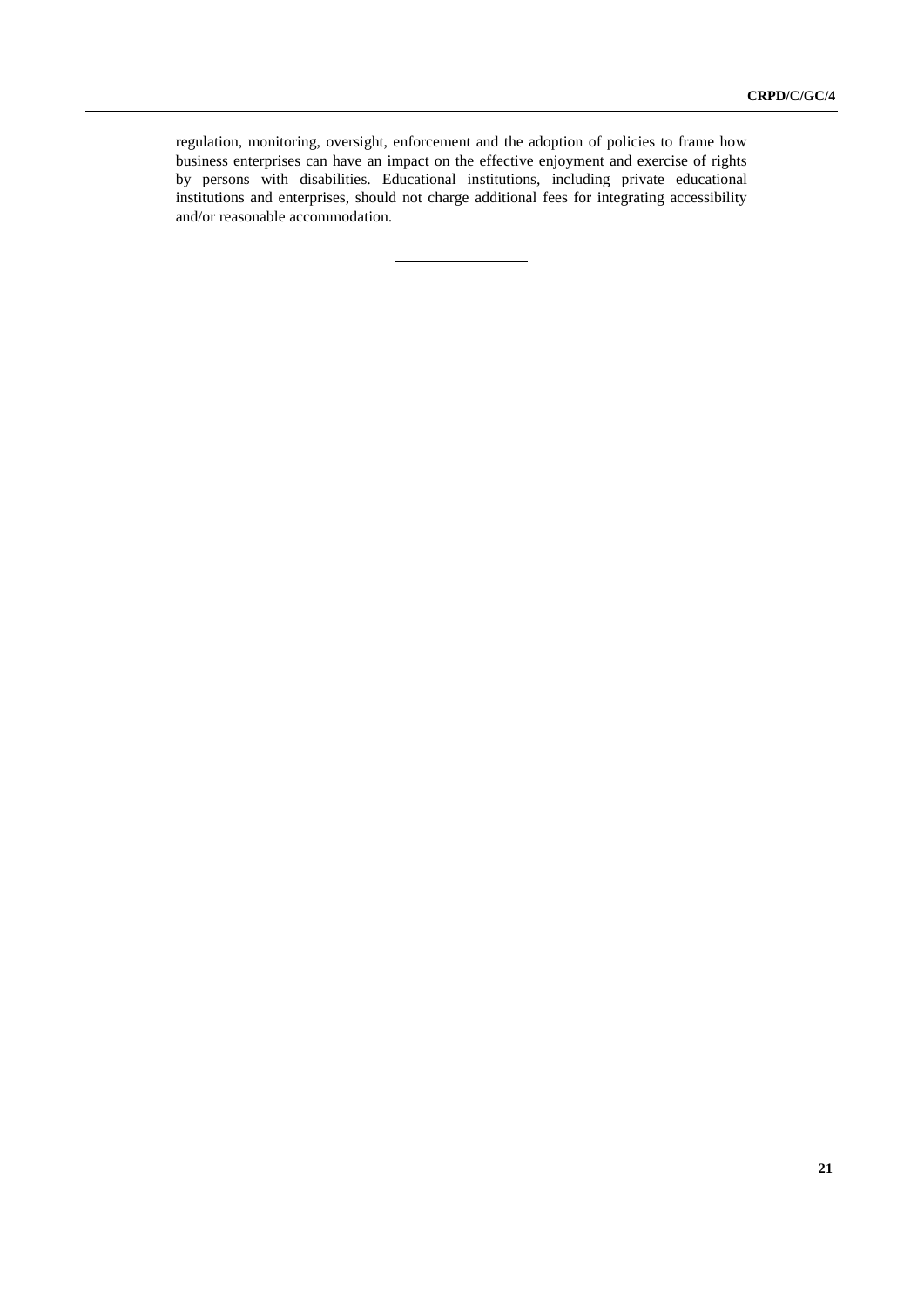regulation, monitoring, oversight, enforcement and the adoption of policies to frame how business enterprises can have an impact on the effective enjoyment and exercise of rights by persons with disabilities. Educational institutions, including private educational institutions and enterprises, should not charge additional fees for integrating accessibility and/or reasonable accommodation.